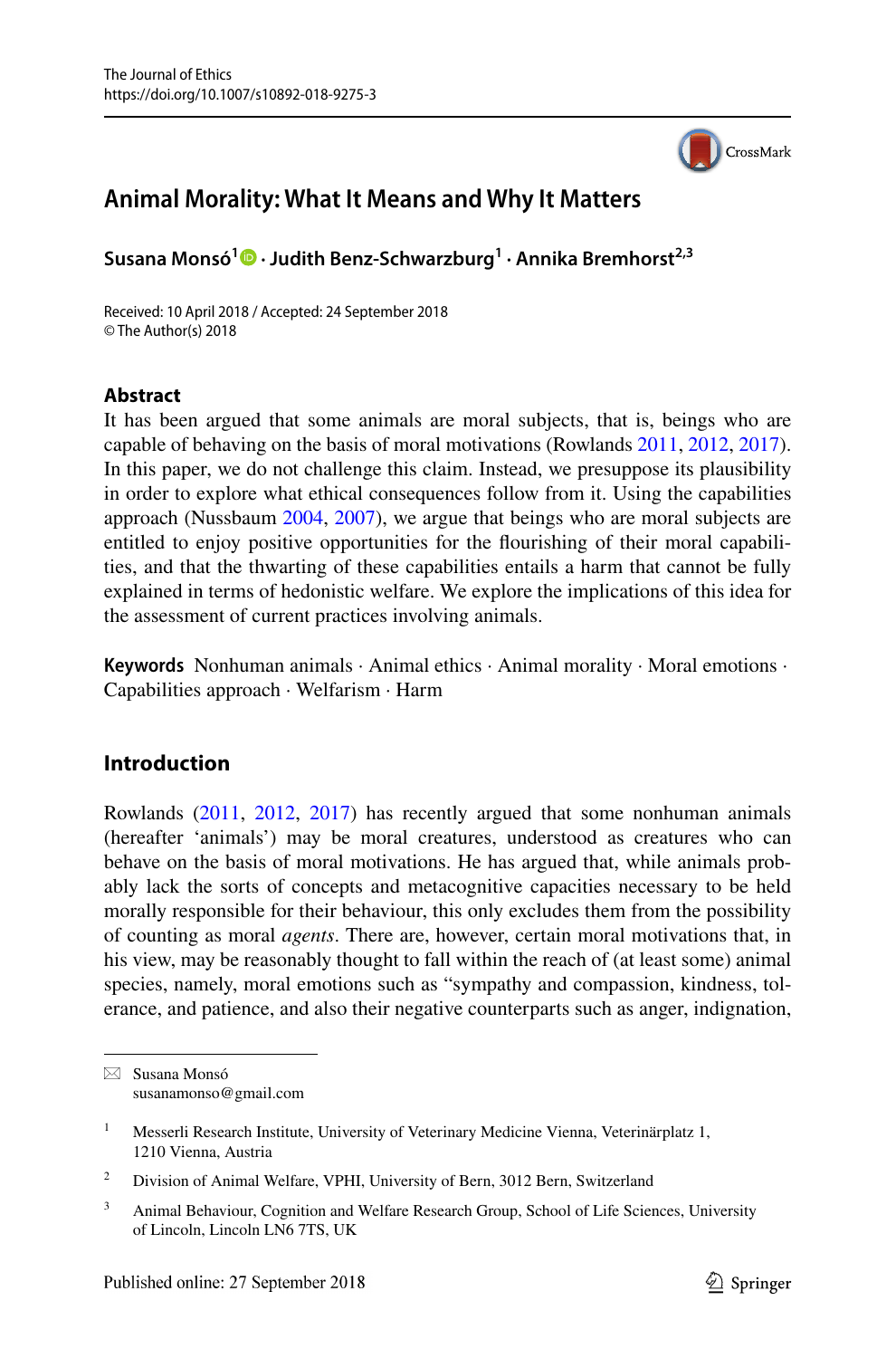# Animal Morality: What It Means and Why It Matters

**Susana Monsó[1] · Judith Benz-Schwarzburg[1] · Annika Bremhorst[2,3]**

Received: 10 April 2018 / Accepted: 24 September 2018
© The Author(s) 2018

## Abstract

It has been argued that some animals are moral subjects, that is, beings who are capable of behaving on the basis of moral motivations (Rowlands 2011, 2012, 2017). In this paper, we do not challenge this claim. Instead, we presuppose its plausibility in order to explore what ethical consequences follow from it. Using the capabilities approach (Nussbaum 2004, 2007), we argue that beings who are moral subjects are entitled to enjoy positive opportunities for the flourishing of their moral capabilities, and that the thwarting of these capabilities entails a harm that cannot be fully explained in terms of hedonistic welfare. We explore the implications of this idea for the assessment of current practices involving animals.

**Keywords** Nonhuman animals · Animal ethics · Animal morality · Moral emotions · Capabilities approach · Welfarism · Harm

## Introduction

Rowlands (2011, 2012, 2017) has recently argued that some nonhuman animals (hereafter 'animals') may be moral creatures, understood as creatures who can behave on the basis of moral motivations. He has argued that, while animals probably lack the sorts of concepts and metacognitive capacities necessary to be held morally responsible for their behaviour, this only excludes them from the possibility of counting as moral *agents*. There are, however, certain moral motivations that, in his view, may be reasonably thought to fall within the reach of (at least some) animal species, namely, moral emotions such as "sympathy and compassion, kindness, tolerance, and patience, and also their negative counterparts such as anger, indignation,

---

✉ Susana Monsó
susanamonso@gmail.com

[1] Messerli Research Institute, University of Veterinary Medicine Vienna, Veterinärplatz 1, 1210 Vienna, Austria

[2] Division of Animal Welfare, VPHI, University of Bern, 3012 Bern, Switzerland

[3] Animal Behaviour, Cognition and Welfare Research Group, School of Life Sciences, University of Lincoln, Lincoln LN6 7TS, UK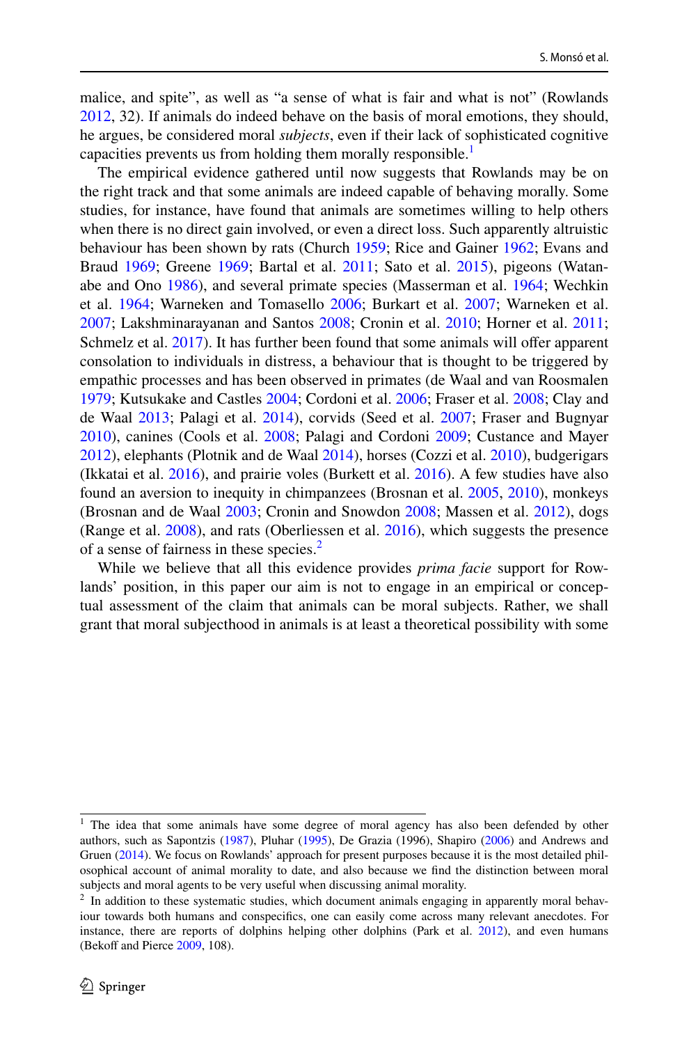malice, and spite", as well as "a sense of what is fair and what is not" (Rowlands 2012, 32). If animals do indeed behave on the basis of moral emotions, they should, he argues, be considered moral *subjects*, even if their lack of sophisticated cognitive capacities prevents us from holding them morally responsible.[1]

The empirical evidence gathered until now suggests that Rowlands may be on the right track and that some animals are indeed capable of behaving morally. Some studies, for instance, have found that animals are sometimes willing to help others when there is no direct gain involved, or even a direct loss. Such apparently altruistic behaviour has been shown by rats (Church 1959; Rice and Gainer 1962; Evans and Braud 1969; Greene 1969; Bartal et al. 2011; Sato et al. 2015), pigeons (Watanabe and Ono 1986), and several primate species (Masserman et al. 1964; Wechkin et al. 1964; Warneken and Tomasello 2006; Burkart et al. 2007; Warneken et al. 2007; Lakshminarayanan and Santos 2008; Cronin et al. 2010; Horner et al. 2011; Schmelz et al. 2017). It has further been found that some animals will offer apparent consolation to individuals in distress, a behaviour that is thought to be triggered by empathic processes and has been observed in primates (de Waal and van Roosmalen 1979; Kutsukake and Castles 2004; Cordoni et al. 2006; Fraser et al. 2008; Clay and de Waal 2013; Palagi et al. 2014), corvids (Seed et al. 2007; Fraser and Bugnyar 2010), canines (Cools et al. 2008; Palagi and Cordoni 2009; Custance and Mayer 2012), elephants (Plotnik and de Waal 2014), horses (Cozzi et al. 2010), budgerigars (Ikkatai et al. 2016), and prairie voles (Burkett et al. 2016). A few studies have also found an aversion to inequity in chimpanzees (Brosnan et al. 2005, 2010), monkeys (Brosnan and de Waal 2003; Cronin and Snowdon 2008; Massen et al. 2012), dogs (Range et al. 2008), and rats (Oberliessen et al. 2016), which suggests the presence of a sense of fairness in these species.[2]

While we believe that all this evidence provides *prima facie* support for Rowlands' position, in this paper our aim is not to engage in an empirical or conceptual assessment of the claim that animals can be moral subjects. Rather, we shall grant that moral subjecthood in animals is at least a theoretical possibility with some

---

[1] The idea that some animals have some degree of moral agency has also been defended by other authors, such as Sapontzis (1987), Pluhar (1995), De Grazia (1996), Shapiro (2006) and Andrews and Gruen (2014). We focus on Rowlands' approach for present purposes because it is the most detailed philosophical account of animal morality to date, and also because we find the distinction between moral subjects and moral agents to be very useful when discussing animal morality.

[2] In addition to these systematic studies, which document animals engaging in apparently moral behaviour towards both humans and conspecifics, one can easily come across many relevant anecdotes. For instance, there are reports of dolphins helping other dolphins (Park et al. 2012), and even humans (Bekoff and Pierce 2009, 108).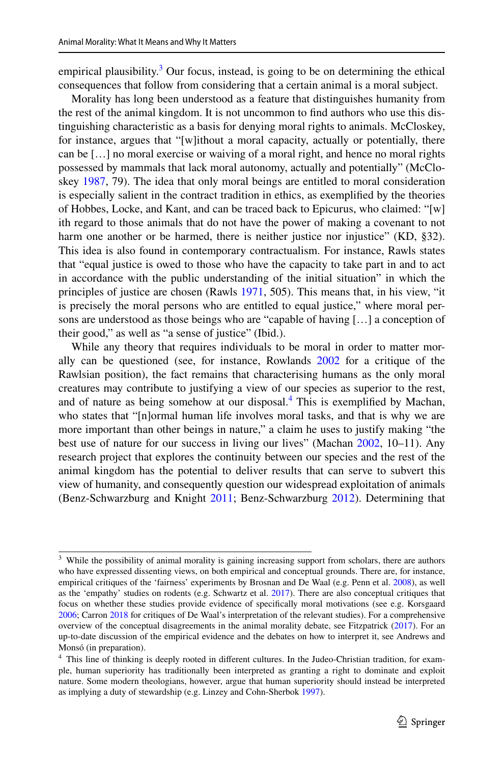empirical plausibility.[3] Our focus, instead, is going to be on determining the ethical consequences that follow from considering that a certain animal is a moral subject.

Morality has long been understood as a feature that distinguishes humanity from the rest of the animal kingdom. It is not uncommon to find authors who use this distinguishing characteristic as a basis for denying moral rights to animals. McCloskey, for instance, argues that "[w]ithout a moral capacity, actually or potentially, there can be […] no moral exercise or waiving of a moral right, and hence no moral rights possessed by mammals that lack moral autonomy, actually and potentially" (McCloskey 1987, 79). The idea that only moral beings are entitled to moral consideration is especially salient in the contract tradition in ethics, as exemplified by the theories of Hobbes, Locke, and Kant, and can be traced back to Epicurus, who claimed: "[w]ith regard to those animals that do not have the power of making a covenant to not harm one another or be harmed, there is neither justice nor injustice" (KD, §32). This idea is also found in contemporary contractualism. For instance, Rawls states that "equal justice is owed to those who have the capacity to take part in and to act in accordance with the public understanding of the initial situation" in which the principles of justice are chosen (Rawls 1971, 505). This means that, in his view, "it is precisely the moral persons who are entitled to equal justice," where moral persons are understood as those beings who are "capable of having […] a conception of their good," as well as "a sense of justice" (Ibid.).

While any theory that requires individuals to be moral in order to matter morally can be questioned (see, for instance, Rowlands 2002 for a critique of the Rawlsian position), the fact remains that characterising humans as the only moral creatures may contribute to justifying a view of our species as superior to the rest, and of nature as being somehow at our disposal.[4] This is exemplified by Machan, who states that "[n]ormal human life involves moral tasks, and that is why we are more important than other beings in nature," a claim he uses to justify making "the best use of nature for our success in living our lives" (Machan 2002, 10–11). Any research project that explores the continuity between our species and the rest of the animal kingdom has the potential to deliver results that can serve to subvert this view of humanity, and consequently question our widespread exploitation of animals (Benz-Schwarzburg and Knight 2011; Benz-Schwarzburg 2012). Determining that

---

[3] While the possibility of animal morality is gaining increasing support from scholars, there are authors who have expressed dissenting views, on both empirical and conceptual grounds. There are, for instance, empirical critiques of the 'fairness' experiments by Brosnan and De Waal (e.g. Penn et al. 2008), as well as the 'empathy' studies on rodents (e.g. Schwartz et al. 2017). There are also conceptual critiques that focus on whether these studies provide evidence of specifically moral motivations (see e.g. Korsgaard 2006; Carron 2018 for critiques of De Waal's interpretation of the relevant studies). For a comprehensive overview of the conceptual disagreements in the animal morality debate, see Fitzpatrick (2017). For an up-to-date discussion of the empirical evidence and the debates on how to interpret it, see Andrews and Monsó (in preparation).

[4] This line of thinking is deeply rooted in different cultures. In the Judeo-Christian tradition, for example, human superiority has traditionally been interpreted as granting a right to dominate and exploit nature. Some modern theologians, however, argue that human superiority should instead be interpreted as implying a duty of stewardship (e.g. Linzey and Cohn-Sherbok 1997).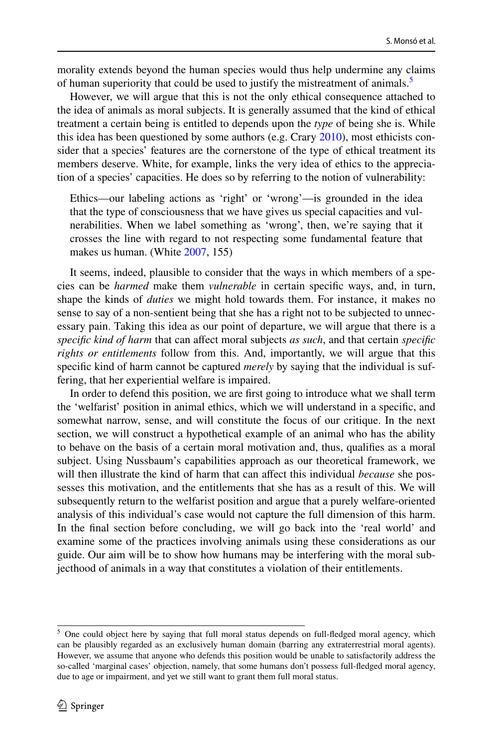morality extends beyond the human species would thus help undermine any claims of human superiority that could be used to justify the mistreatment of animals.[5]

However, we will argue that this is not the only ethical consequence attached to the idea of animals as moral subjects. It is generally assumed that the kind of ethical treatment a certain being is entitled to depends upon the *type* of being she is. While this idea has been questioned by some authors (e.g. Crary 2010), most ethicists consider that a species' features are the cornerstone of the type of ethical treatment its members deserve. White, for example, links the very idea of ethics to the appreciation of a species' capacities. He does so by referring to the notion of vulnerability:

> Ethics—our labeling actions as 'right' or 'wrong'—is grounded in the idea that the type of consciousness that we have gives us special capacities and vulnerabilities. When we label something as 'wrong', then, we're saying that it crosses the line with regard to not respecting some fundamental feature that makes us human. (White 2007, 155)

It seems, indeed, plausible to consider that the ways in which members of a species can be *harmed* make them *vulnerable* in certain specific ways, and, in turn, shape the kinds of *duties* we might hold towards them. For instance, it makes no sense to say of a non-sentient being that she has a right not to be subjected to unnecessary pain. Taking this idea as our point of departure, we will argue that there is a *specific kind of harm* that can affect moral subjects *as such*, and that certain *specific rights or entitlements* follow from this. And, importantly, we will argue that this specific kind of harm cannot be captured *merely* by saying that the individual is suffering, that her experiential welfare is impaired.

In order to defend this position, we are first going to introduce what we shall term the 'welfarist' position in animal ethics, which we will understand in a specific, and somewhat narrow, sense, and will constitute the focus of our critique. In the next section, we will construct a hypothetical example of an animal who has the ability to behave on the basis of a certain moral motivation and, thus, qualifies as a moral subject. Using Nussbaum's capabilities approach as our theoretical framework, we will then illustrate the kind of harm that can affect this individual *because* she possesses this motivation, and the entitlements that she has as a result of this. We will subsequently return to the welfarist position and argue that a purely welfare-oriented analysis of this individual's case would not capture the full dimension of this harm. In the final section before concluding, we will go back into the 'real world' and examine some of the practices involving animals using these considerations as our guide. Our aim will be to show how humans may be interfering with the moral subjecthood of animals in a way that constitutes a violation of their entitlements.

---

[5] One could object here by saying that full moral status depends on full-fledged moral agency, which can be plausibly regarded as an exclusively human domain (barring any extraterrestrial moral agents). However, we assume that anyone who defends this position would be unable to satisfactorily address the so-called 'marginal cases' objection, namely, that some humans don't possess full-fledged moral agency, due to age or impairment, and yet we still want to grant them full moral status.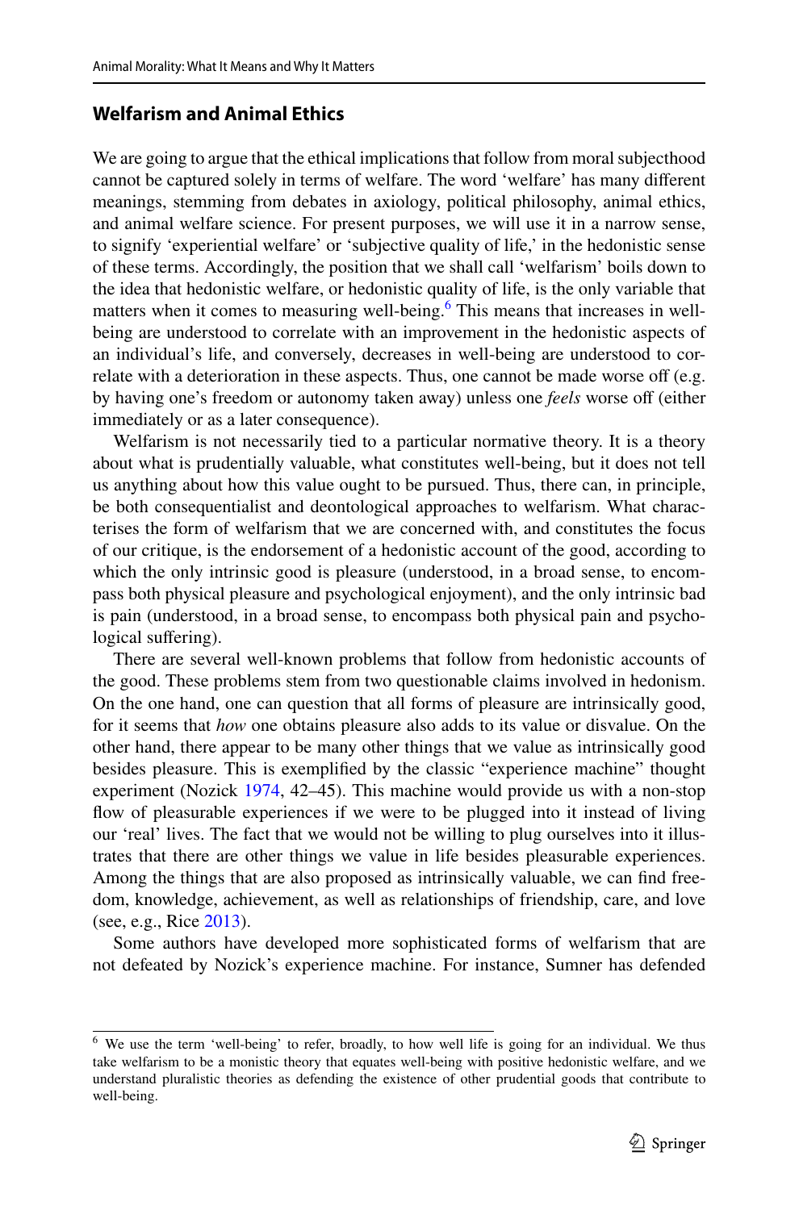## Welfarism and Animal Ethics

We are going to argue that the ethical implications that follow from moral subjecthood cannot be captured solely in terms of welfare. The word 'welfare' has many different meanings, stemming from debates in axiology, political philosophy, animal ethics, and animal welfare science. For present purposes, we will use it in a narrow sense, to signify 'experiential welfare' or 'subjective quality of life,' in the hedonistic sense of these terms. Accordingly, the position that we shall call 'welfarism' boils down to the idea that hedonistic welfare, or hedonistic quality of life, is the only variable that matters when it comes to measuring well-being.[6] This means that increases in well-being are understood to correlate with an improvement in the hedonistic aspects of an individual's life, and conversely, decreases in well-being are understood to correlate with a deterioration in these aspects. Thus, one cannot be made worse off (e.g. by having one's freedom or autonomy taken away) unless one *feels* worse off (either immediately or as a later consequence).

Welfarism is not necessarily tied to a particular normative theory. It is a theory about what is prudentially valuable, what constitutes well-being, but it does not tell us anything about how this value ought to be pursued. Thus, there can, in principle, be both consequentialist and deontological approaches to welfarism. What characterises the form of welfarism that we are concerned with, and constitutes the focus of our critique, is the endorsement of a hedonistic account of the good, according to which the only intrinsic good is pleasure (understood, in a broad sense, to encompass both physical pleasure and psychological enjoyment), and the only intrinsic bad is pain (understood, in a broad sense, to encompass both physical pain and psychological suffering).

There are several well-known problems that follow from hedonistic accounts of the good. These problems stem from two questionable claims involved in hedonism. On the one hand, one can question that all forms of pleasure are intrinsically good, for it seems that *how* one obtains pleasure also adds to its value or disvalue. On the other hand, there appear to be many other things that we value as intrinsically good besides pleasure. This is exemplified by the classic "experience machine" thought experiment (Nozick 1974, 42–45). This machine would provide us with a non-stop flow of pleasurable experiences if we were to be plugged into it instead of living our 'real' lives. The fact that we would not be willing to plug ourselves into it illustrates that there are other things we value in life besides pleasurable experiences. Among the things that are also proposed as intrinsically valuable, we can find freedom, knowledge, achievement, as well as relationships of friendship, care, and love (see, e.g., Rice 2013).

Some authors have developed more sophisticated forms of welfarism that are not defeated by Nozick's experience machine. For instance, Sumner has defended

[6] We use the term 'well-being' to refer, broadly, to how well life is going for an individual. We thus take welfarism to be a monistic theory that equates well-being with positive hedonistic welfare, and we understand pluralistic theories as defending the existence of other prudential goods that contribute to well-being.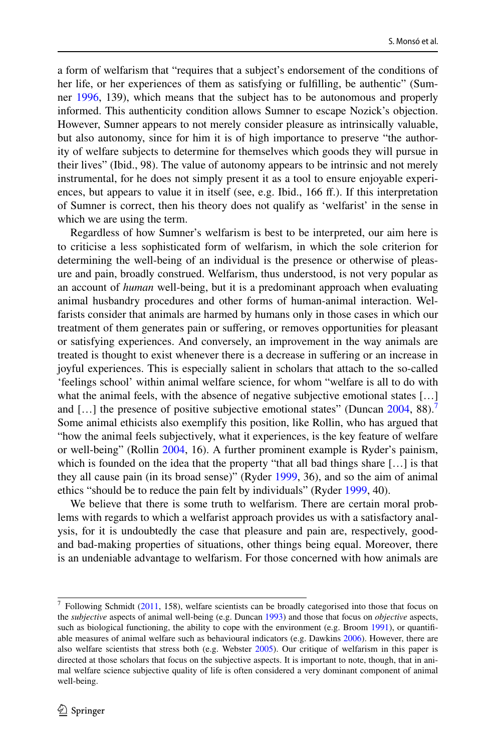a form of welfarism that "requires that a subject's endorsement of the conditions of her life, or her experiences of them as satisfying or fulfilling, be authentic" (Sumner 1996, 139), which means that the subject has to be autonomous and properly informed. This authenticity condition allows Sumner to escape Nozick's objection. However, Sumner appears to not merely consider pleasure as intrinsically valuable, but also autonomy, since for him it is of high importance to preserve "the authority of welfare subjects to determine for themselves which goods they will pursue in their lives" (Ibid., 98). The value of autonomy appears to be intrinsic and not merely instrumental, for he does not simply present it as a tool to ensure enjoyable experiences, but appears to value it in itself (see, e.g. Ibid., 166 ff.). If this interpretation of Sumner is correct, then his theory does not qualify as 'welfarist' in the sense in which we are using the term.

Regardless of how Sumner's welfarism is best to be interpreted, our aim here is to criticise a less sophisticated form of welfarism, in which the sole criterion for determining the well-being of an individual is the presence or otherwise of pleasure and pain, broadly construed. Welfarism, thus understood, is not very popular as an account of *human* well-being, but it is a predominant approach when evaluating animal husbandry procedures and other forms of human-animal interaction. Welfarists consider that animals are harmed by humans only in those cases in which our treatment of them generates pain or suffering, or removes opportunities for pleasant or satisfying experiences. And conversely, an improvement in the way animals are treated is thought to exist whenever there is a decrease in suffering or an increase in joyful experiences. This is especially salient in scholars that attach to the so-called 'feelings school' within animal welfare science, for whom "welfare is all to do with what the animal feels, with the absence of negative subjective emotional states […] and […] the presence of positive subjective emotional states" (Duncan 2004, 88).[7] Some animal ethicists also exemplify this position, like Rollin, who has argued that "how the animal feels subjectively, what it experiences, is the key feature of welfare or well-being" (Rollin 2004, 16). A further prominent example is Ryder's painism, which is founded on the idea that the property "that all bad things share […] is that they all cause pain (in its broad sense)" (Ryder 1999, 36), and so the aim of animal ethics "should be to reduce the pain felt by individuals" (Ryder 1999, 40).

We believe that there is some truth to welfarism. There are certain moral problems with regards to which a welfarist approach provides us with a satisfactory analysis, for it is undoubtedly the case that pleasure and pain are, respectively, good- and bad-making properties of situations, other things being equal. Moreover, there is an undeniable advantage to welfarism. For those concerned with how animals are

[7] Following Schmidt (2011, 158), welfare scientists can be broadly categorised into those that focus on the *subjective* aspects of animal well-being (e.g. Duncan 1993) and those that focus on *objective* aspects, such as biological functioning, the ability to cope with the environment (e.g. Broom 1991), or quantifiable measures of animal welfare such as behavioural indicators (e.g. Dawkins 2006). However, there are also welfare scientists that stress both (e.g. Webster 2005). Our critique of welfarism in this paper is directed at those scholars that focus on the subjective aspects. It is important to note, though, that in animal welfare science subjective quality of life is often considered a very dominant component of animal well-being.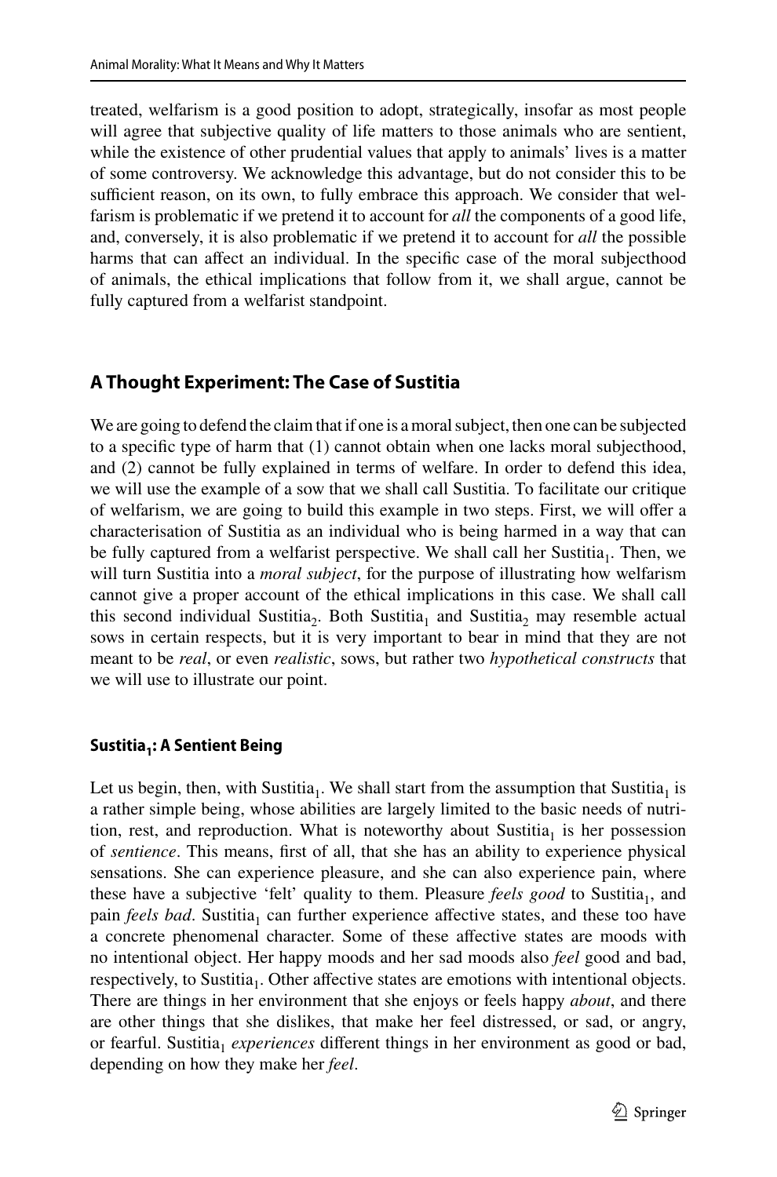treated, welfarism is a good position to adopt, strategically, insofar as most people will agree that subjective quality of life matters to those animals who are sentient, while the existence of other prudential values that apply to animals' lives is a matter of some controversy. We acknowledge this advantage, but do not consider this to be sufficient reason, on its own, to fully embrace this approach. We consider that welfarism is problematic if we pretend it to account for *all* the components of a good life, and, conversely, it is also problematic if we pretend it to account for *all* the possible harms that can affect an individual. In the specific case of the moral subjecthood of animals, the ethical implications that follow from it, we shall argue, cannot be fully captured from a welfarist standpoint.

## A Thought Experiment: The Case of Sustitia

We are going to defend the claim that if one is a moral subject, then one can be subjected to a specific type of harm that (1) cannot obtain when one lacks moral subjecthood, and (2) cannot be fully explained in terms of welfare. In order to defend this idea, we will use the example of a sow that we shall call Sustitia. To facilitate our critique of welfarism, we are going to build this example in two steps. First, we will offer a characterisation of Sustitia as an individual who is being harmed in a way that can be fully captured from a welfarist perspective. We shall call her Sustitia$_1$. Then, we will turn Sustitia into a *moral subject*, for the purpose of illustrating how welfarism cannot give a proper account of the ethical implications in this case. We shall call this second individual Sustitia$_2$. Both Sustitia$_1$ and Sustitia$_2$ may resemble actual sows in certain respects, but it is very important to bear in mind that they are not meant to be *real*, or even *realistic*, sows, but rather two *hypothetical constructs* that we will use to illustrate our point.

### Sustitia$_1$: A Sentient Being

Let us begin, then, with Sustitia$_1$. We shall start from the assumption that Sustitia$_1$ is a rather simple being, whose abilities are largely limited to the basic needs of nutrition, rest, and reproduction. What is noteworthy about Sustitia$_1$ is her possession of *sentience*. This means, first of all, that she has an ability to experience physical sensations. She can experience pleasure, and she can also experience pain, where these have a subjective 'felt' quality to them. Pleasure *feels good* to Sustitia$_1$, and pain *feels bad*. Sustitia$_1$ can further experience affective states, and these too have a concrete phenomenal character. Some of these affective states are moods with no intentional object. Her happy moods and her sad moods also *feel* good and bad, respectively, to Sustitia$_1$. Other affective states are emotions with intentional objects. There are things in her environment that she enjoys or feels happy *about*, and there are other things that she dislikes, that make her feel distressed, or sad, or angry, or fearful. Sustitia$_1$ *experiences* different things in her environment as good or bad, depending on how they make her *feel*.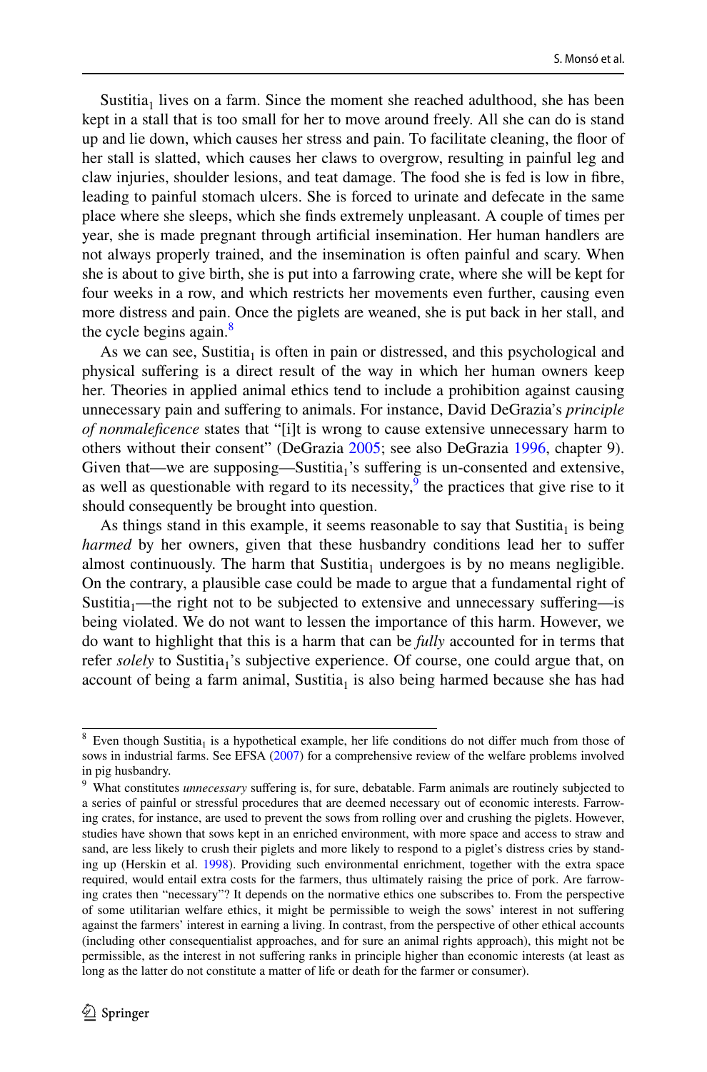Sustitia$_1$ lives on a farm. Since the moment she reached adulthood, she has been kept in a stall that is too small for her to move around freely. All she can do is stand up and lie down, which causes her stress and pain. To facilitate cleaning, the floor of her stall is slatted, which causes her claws to overgrow, resulting in painful leg and claw injuries, shoulder lesions, and teat damage. The food she is fed is low in fibre, leading to painful stomach ulcers. She is forced to urinate and defecate in the same place where she sleeps, which she finds extremely unpleasant. A couple of times per year, she is made pregnant through artificial insemination. Her human handlers are not always properly trained, and the insemination is often painful and scary. When she is about to give birth, she is put into a farrowing crate, where she will be kept for four weeks in a row, and which restricts her movements even further, causing even more distress and pain. Once the piglets are weaned, she is put back in her stall, and the cycle begins again.[8]

As we can see, Sustitia$_1$ is often in pain or distressed, and this psychological and physical suffering is a direct result of the way in which her human owners keep her. Theories in applied animal ethics tend to include a prohibition against causing unnecessary pain and suffering to animals. For instance, David DeGrazia's *principle of nonmaleficence* states that "[i]t is wrong to cause extensive unnecessary harm to others without their consent" (DeGrazia 2005; see also DeGrazia 1996, chapter 9). Given that—we are supposing—Sustitia$_1$'s suffering is un-consented and extensive, as well as questionable with regard to its necessity,[9] the practices that give rise to it should consequently be brought into question.

As things stand in this example, it seems reasonable to say that Sustitia$_1$ is being *harmed* by her owners, given that these husbandry conditions lead her to suffer almost continuously. The harm that Sustitia$_1$ undergoes is by no means negligible. On the contrary, a plausible case could be made to argue that a fundamental right of Sustitia$_1$—the right not to be subjected to extensive and unnecessary suffering—is being violated. We do not want to lessen the importance of this harm. However, we do want to highlight that this is a harm that can be *fully* accounted for in terms that refer *solely* to Sustitia$_1$'s subjective experience. Of course, one could argue that, on account of being a farm animal, Sustitia$_1$ is also being harmed because she has had

---

[8] Even though Sustitia$_1$ is a hypothetical example, her life conditions do not differ much from those of sows in industrial farms. See EFSA (2007) for a comprehensive review of the welfare problems involved in pig husbandry.

[9] What constitutes *unnecessary* suffering is, for sure, debatable. Farm animals are routinely subjected to a series of painful or stressful procedures that are deemed necessary out of economic interests. Farrowing crates, for instance, are used to prevent the sows from rolling over and crushing the piglets. However, studies have shown that sows kept in an enriched environment, with more space and access to straw and sand, are less likely to crush their piglets and more likely to respond to a piglet's distress cries by standing up (Herskin et al. 1998). Providing such environmental enrichment, together with the extra space required, would entail extra costs for the farmers, thus ultimately raising the price of pork. Are farrowing crates then "necessary"? It depends on the normative ethics one subscribes to. From the perspective of some utilitarian welfare ethics, it might be permissible to weigh the sows' interest in not suffering against the farmers' interest in earning a living. In contrast, from the perspective of other ethical accounts (including other consequentialist approaches, and for sure an animal rights approach), this might not be permissible, as the interest in not suffering ranks in principle higher than economic interests (at least as long as the latter do not constitute a matter of life or death for the farmer or consumer).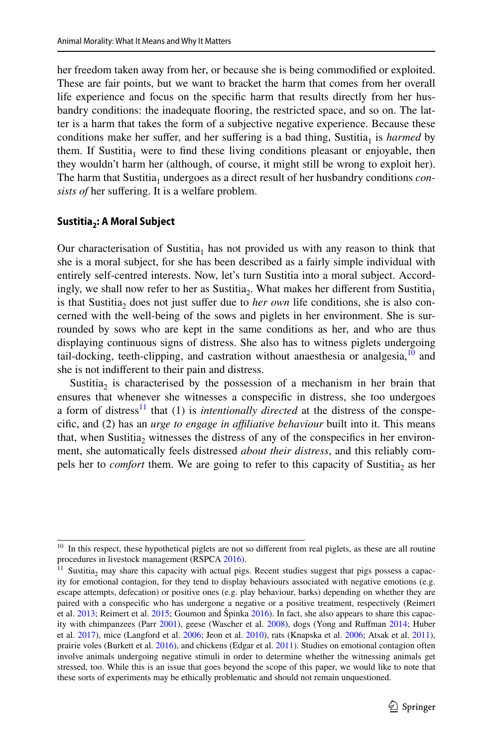her freedom taken away from her, or because she is being commodified or exploited. These are fair points, but we want to bracket the harm that comes from her overall life experience and focus on the specific harm that results directly from her husbandry conditions: the inadequate flooring, the restricted space, and so on. The latter is a harm that takes the form of a subjective negative experience. Because these conditions make her suffer, and her suffering is a bad thing, $\text{Sustitia}_1$ is *harmed* by them. If $\text{Sustitia}_1$ were to find these living conditions pleasant or enjoyable, then they wouldn't harm her (although, of course, it might still be wrong to exploit her). The harm that $\text{Sustitia}_1$ undergoes as a direct result of her husbandry conditions *consists of* her suffering. It is a welfare problem.

#### $\text{Sustitia}_2$: A Moral Subject

Our characterisation of $\text{Sustitia}_1$ has not provided us with any reason to think that she is a moral subject, for she has been described as a fairly simple individual with entirely self-centred interests. Now, let's turn Sustitia into a moral subject. Accordingly, we shall now refer to her as $\text{Sustitia}_2$. What makes her different from $\text{Sustitia}_1$ is that $\text{Sustitia}_2$ does not just suffer due to *her own* life conditions, she is also concerned with the well-being of the sows and piglets in her environment. She is surrounded by sows who are kept in the same conditions as her, and who are thus displaying continuous signs of distress. She also has to witness piglets undergoing tail-docking, teeth-clipping, and castration without anaesthesia or analgesia,[10] and she is not indifferent to their pain and distress.

$\text{Sustitia}_2$ is characterised by the possession of a mechanism in her brain that ensures that whenever she witnesses a conspecific in distress, she too undergoes a form of distress[11] that (1) is *intentionally directed* at the distress of the conspecific, and (2) has an *urge to engage in affiliative behaviour* built into it. This means that, when $\text{Sustitia}_2$ witnesses the distress of any of the conspecifics in her environment, she automatically feels distressed *about their distress*, and this reliably compels her to *comfort* them. We are going to refer to this capacity of $\text{Sustitia}_2$ as her

---

[10] In this respect, these hypothetical piglets are not so different from real piglets, as these are all routine procedures in livestock management (RSPCA 2016).

[11] $\text{Sustitia}_2$ may share this capacity with actual pigs. Recent studies suggest that pigs possess a capacity for emotional contagion, for they tend to display behaviours associated with negative emotions (e.g. escape attempts, defecation) or positive ones (e.g. play behaviour, barks) depending on whether they are paired with a conspecific who has undergone a negative or a positive treatment, respectively (Reimert et al. 2013; Reimert et al. 2015; Goumon and Špinka 2016). In fact, she also appears to share this capacity with chimpanzees (Parr 2001), geese (Wascher et al. 2008), dogs (Yong and Ruffman 2014; Huber et al. 2017), mice (Langford et al. 2006; Jeon et al. 2010), rats (Knapska et al. 2006; Atsak et al. 2011), prairie voles (Burkett et al. 2016), and chickens (Edgar et al. 2011). Studies on emotional contagion often involve animals undergoing negative stimuli in order to determine whether the witnessing animals get stressed, too. While this is an issue that goes beyond the scope of this paper, we would like to note that these sorts of experiments may be ethically problematic and should not remain unquestioned.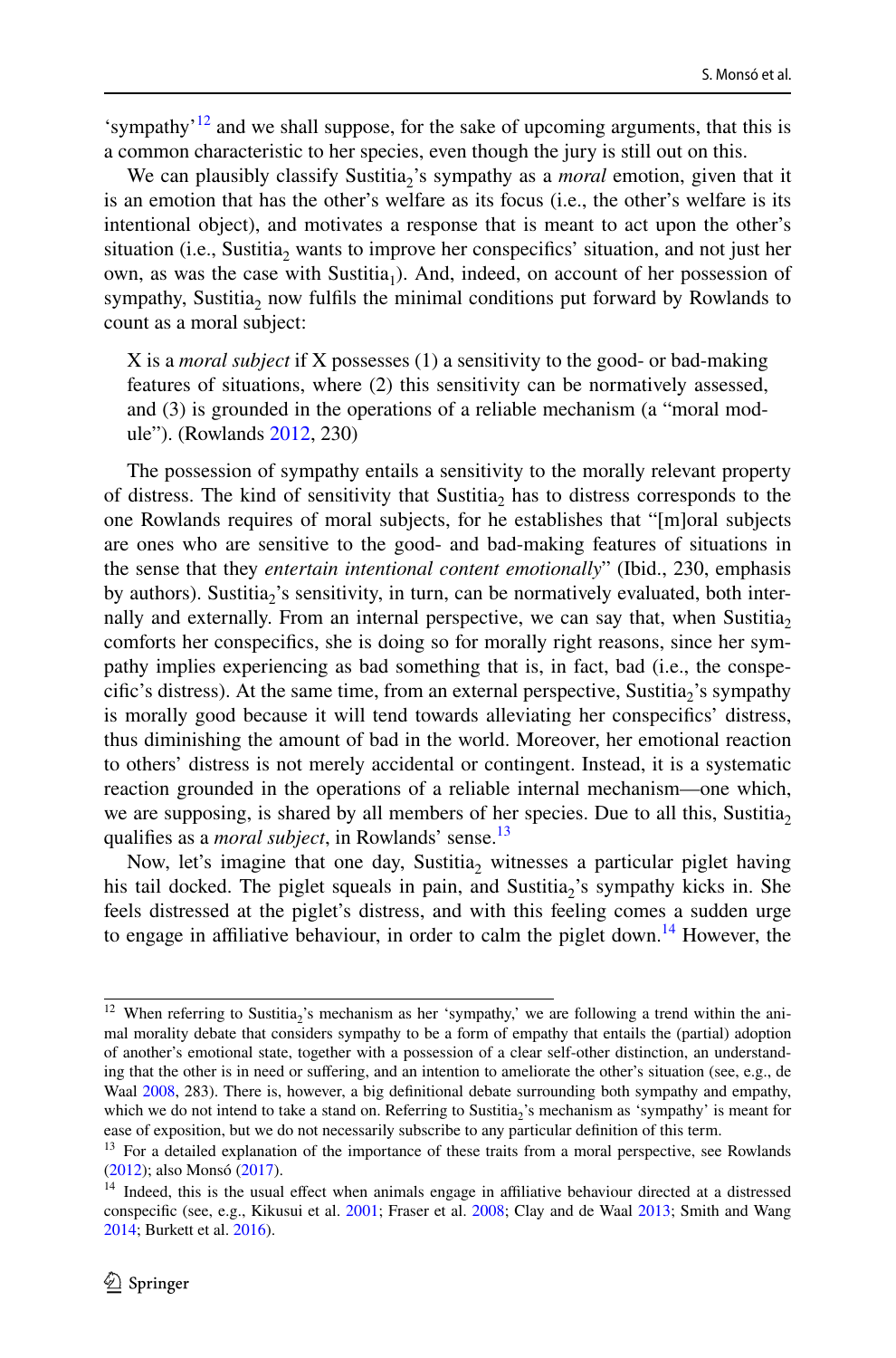'sympathy'[12] and we shall suppose, for the sake of upcoming arguments, that this is a common characteristic to her species, even though the jury is still out on this.

We can plausibly classify Sustitia$_2$'s sympathy as a *moral* emotion, given that it is an emotion that has the other's welfare as its focus (i.e., the other's welfare is its intentional object), and motivates a response that is meant to act upon the other's situation (i.e., Sustitia$_2$ wants to improve her conspecifics' situation, and not just her own, as was the case with Sustitia$_1$). And, indeed, on account of her possession of sympathy, Sustitia$_2$ now fulfils the minimal conditions put forward by Rowlands to count as a moral subject:

> X is a *moral subject* if X possesses (1) a sensitivity to the good- or bad-making features of situations, where (2) this sensitivity can be normatively assessed, and (3) is grounded in the operations of a reliable mechanism (a "moral module"). (Rowlands 2012, 230)

The possession of sympathy entails a sensitivity to the morally relevant property of distress. The kind of sensitivity that Sustitia$_2$ has to distress corresponds to the one Rowlands requires of moral subjects, for he establishes that "[m]oral subjects are ones who are sensitive to the good- and bad-making features of situations in the sense that they *entertain intentional content emotionally*" (Ibid., 230, emphasis by authors). Sustitia$_2$'s sensitivity, in turn, can be normatively evaluated, both internally and externally. From an internal perspective, we can say that, when Sustitia$_2$ comforts her conspecifics, she is doing so for morally right reasons, since her sympathy implies experiencing as bad something that is, in fact, bad (i.e., the conspecific's distress). At the same time, from an external perspective, Sustitia$_2$'s sympathy is morally good because it will tend towards alleviating her conspecifics' distress, thus diminishing the amount of bad in the world. Moreover, her emotional reaction to others' distress is not merely accidental or contingent. Instead, it is a systematic reaction grounded in the operations of a reliable internal mechanism—one which, we are supposing, is shared by all members of her species. Due to all this, Sustitia$_2$ qualifies as a *moral subject*, in Rowlands' sense.[13]

Now, let's imagine that one day, Sustitia$_2$ witnesses a particular piglet having his tail docked. The piglet squeals in pain, and Sustitia$_2$'s sympathy kicks in. She feels distressed at the piglet's distress, and with this feeling comes a sudden urge to engage in affiliative behaviour, in order to calm the piglet down.[14] However, the

---

[12] When referring to Sustitia$_2$'s mechanism as her 'sympathy,' we are following a trend within the animal morality debate that considers sympathy to be a form of empathy that entails the (partial) adoption of another's emotional state, together with a possession of a clear self-other distinction, an understanding that the other is in need or suffering, and an intention to ameliorate the other's situation (see, e.g., de Waal 2008, 283). There is, however, a big definitional debate surrounding both sympathy and empathy, which we do not intend to take a stand on. Referring to Sustitia$_2$'s mechanism as 'sympathy' is meant for ease of exposition, but we do not necessarily subscribe to any particular definition of this term.

[13] For a detailed explanation of the importance of these traits from a moral perspective, see Rowlands (2012); also Monsó (2017).

[14] Indeed, this is the usual effect when animals engage in affiliative behaviour directed at a distressed conspecific (see, e.g., Kikusui et al. 2001; Fraser et al. 2008; Clay and de Waal 2013; Smith and Wang 2014; Burkett et al. 2016).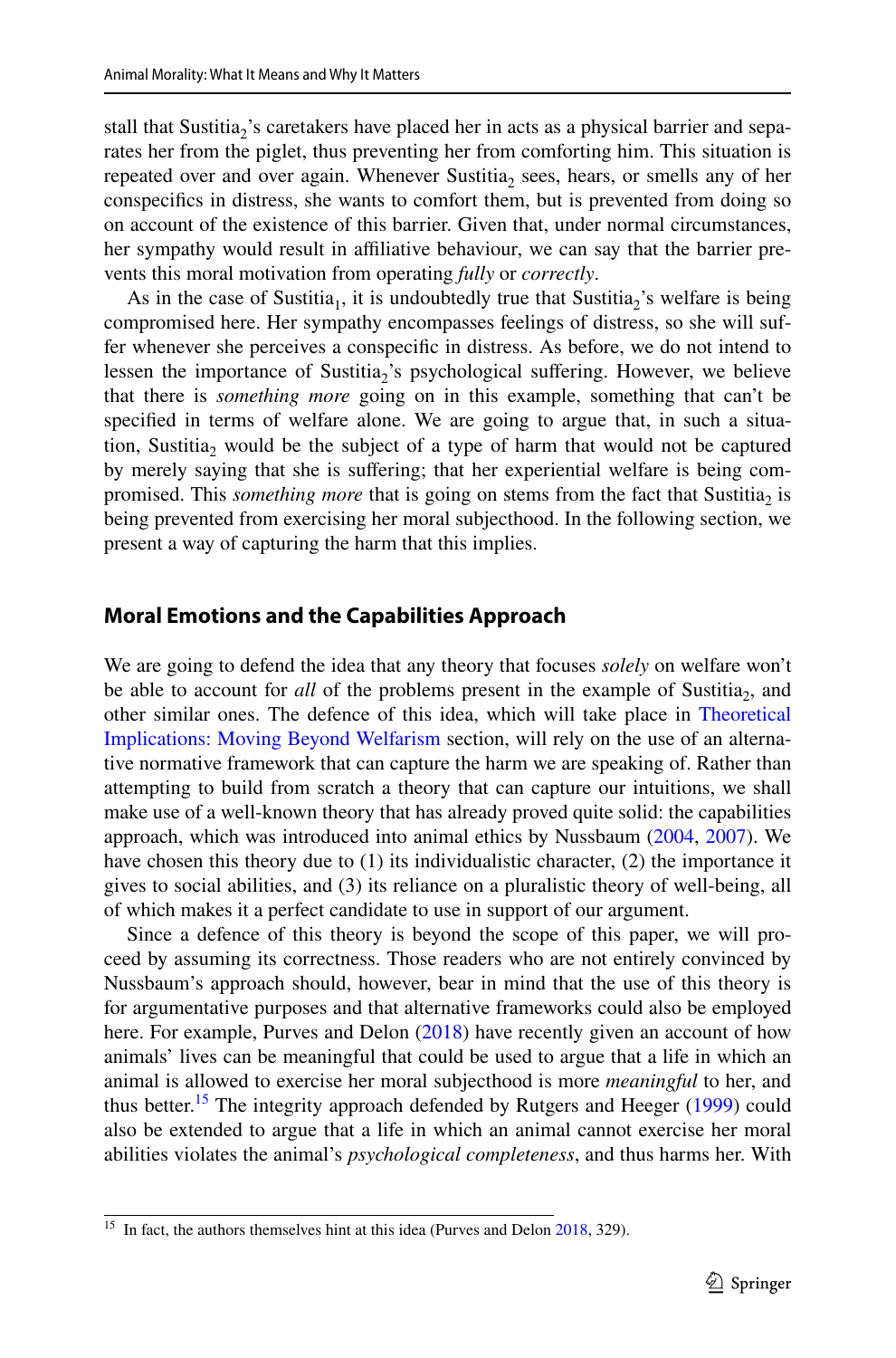stall that Sustitia$_2$'s caretakers have placed her in acts as a physical barrier and separates her from the piglet, thus preventing her from comforting him. This situation is repeated over and over again. Whenever Sustitia$_2$ sees, hears, or smells any of her conspecifics in distress, she wants to comfort them, but is prevented from doing so on account of the existence of this barrier. Given that, under normal circumstances, her sympathy would result in affiliative behaviour, we can say that the barrier prevents this moral motivation from operating *fully* or *correctly*.

As in the case of Sustitia$_1$, it is undoubtedly true that Sustitia$_2$'s welfare is being compromised here. Her sympathy encompasses feelings of distress, so she will suffer whenever she perceives a conspecific in distress. As before, we do not intend to lessen the importance of Sustitia$_2$'s psychological suffering. However, we believe that there is *something more* going on in this example, something that can't be specified in terms of welfare alone. We are going to argue that, in such a situation, Sustitia$_2$ would be the subject of a type of harm that would not be captured by merely saying that she is suffering; that her experiential welfare is being compromised. This *something more* that is going on stems from the fact that Sustitia$_2$ is being prevented from exercising her moral subjecthood. In the following section, we present a way of capturing the harm that this implies.

## Moral Emotions and the Capabilities Approach

We are going to defend the idea that any theory that focuses *solely* on welfare won't be able to account for *all* of the problems present in the example of Sustitia$_2$, and other similar ones. The defence of this idea, which will take place in Theoretical Implications: Moving Beyond Welfarism section, will rely on the use of an alternative normative framework that can capture the harm we are speaking of. Rather than attempting to build from scratch a theory that can capture our intuitions, we shall make use of a well-known theory that has already proved quite solid: the capabilities approach, which was introduced into animal ethics by Nussbaum (2004, 2007). We have chosen this theory due to (1) its individualistic character, (2) the importance it gives to social abilities, and (3) its reliance on a pluralistic theory of well-being, all of which makes it a perfect candidate to use in support of our argument.

Since a defence of this theory is beyond the scope of this paper, we will proceed by assuming its correctness. Those readers who are not entirely convinced by Nussbaum's approach should, however, bear in mind that the use of this theory is for argumentative purposes and that alternative frameworks could also be employed here. For example, Purves and Delon (2018) have recently given an account of how animals' lives can be meaningful that could be used to argue that a life in which an animal is allowed to exercise her moral subjecthood is more *meaningful* to her, and thus better.[15] The integrity approach defended by Rutgers and Heeger (1999) could also be extended to argue that a life in which an animal cannot exercise her moral abilities violates the animal's *psychological completeness*, and thus harms her. With

[15] In fact, the authors themselves hint at this idea (Purves and Delon 2018, 329).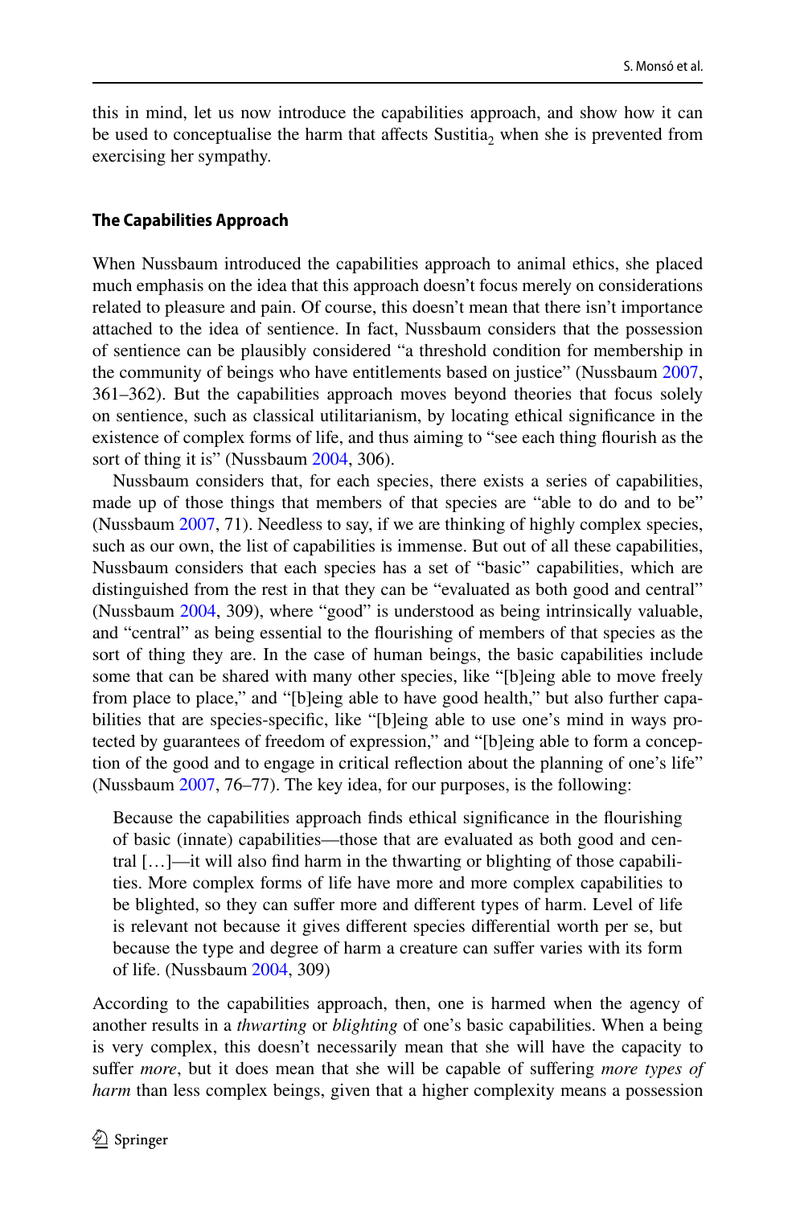this in mind, let us now introduce the capabilities approach, and show how it can be used to conceptualise the harm that affects Sustitia$_2$ when she is prevented from exercising her sympathy.

#### The Capabilities Approach

When Nussbaum introduced the capabilities approach to animal ethics, she placed much emphasis on the idea that this approach doesn't focus merely on considerations related to pleasure and pain. Of course, this doesn't mean that there isn't importance attached to the idea of sentience. In fact, Nussbaum considers that the possession of sentience can be plausibly considered "a threshold condition for membership in the community of beings who have entitlements based on justice" (Nussbaum 2007, 361–362). But the capabilities approach moves beyond theories that focus solely on sentience, such as classical utilitarianism, by locating ethical significance in the existence of complex forms of life, and thus aiming to "see each thing flourish as the sort of thing it is" (Nussbaum 2004, 306).

Nussbaum considers that, for each species, there exists a series of capabilities, made up of those things that members of that species are "able to do and to be" (Nussbaum 2007, 71). Needless to say, if we are thinking of highly complex species, such as our own, the list of capabilities is immense. But out of all these capabilities, Nussbaum considers that each species has a set of "basic" capabilities, which are distinguished from the rest in that they can be "evaluated as both good and central" (Nussbaum 2004, 309), where "good" is understood as being intrinsically valuable, and "central" as being essential to the flourishing of members of that species as the sort of thing they are. In the case of human beings, the basic capabilities include some that can be shared with many other species, like "[b]eing able to move freely from place to place," and "[b]eing able to have good health," but also further capabilities that are species-specific, like "[b]eing able to use one's mind in ways protected by guarantees of freedom of expression," and "[b]eing able to form a conception of the good and to engage in critical reflection about the planning of one's life" (Nussbaum 2007, 76–77). The key idea, for our purposes, is the following:

> Because the capabilities approach finds ethical significance in the flourishing of basic (innate) capabilities—those that are evaluated as both good and central […]—it will also find harm in the thwarting or blighting of those capabilities. More complex forms of life have more and more complex capabilities to be blighted, so they can suffer more and different types of harm. Level of life is relevant not because it gives different species differential worth per se, but because the type and degree of harm a creature can suffer varies with its form of life. (Nussbaum 2004, 309)

According to the capabilities approach, then, one is harmed when the agency of another results in a *thwarting* or *blighting* of one's basic capabilities. When a being is very complex, this doesn't necessarily mean that she will have the capacity to suffer *more*, but it does mean that she will be capable of suffering *more types of harm* than less complex beings, given that a higher complexity means a possession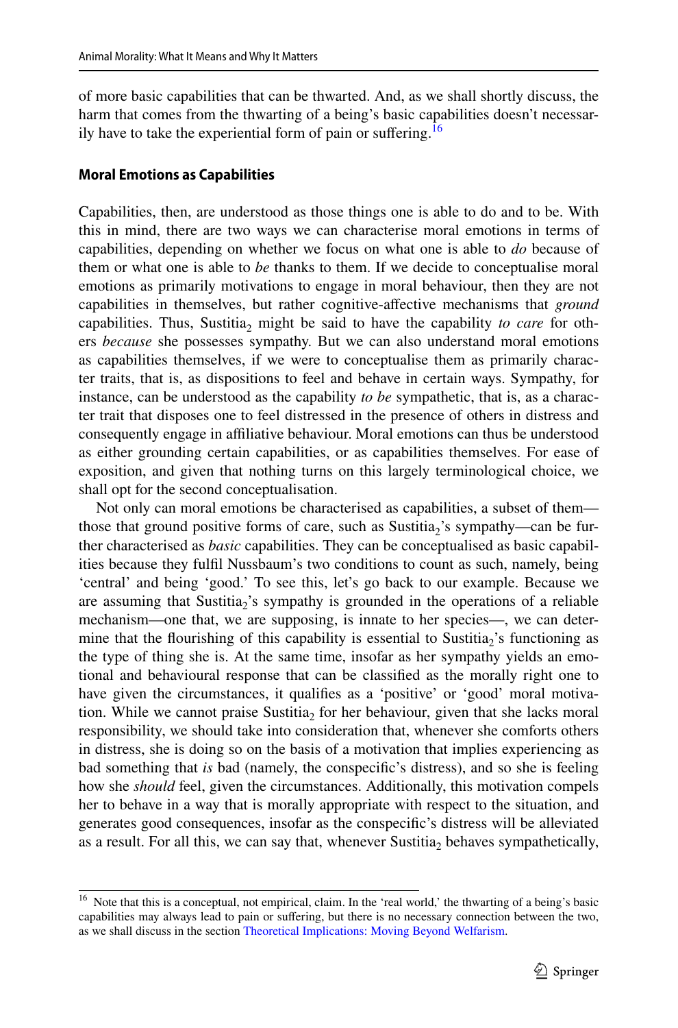of more basic capabilities that can be thwarted. And, as we shall shortly discuss, the harm that comes from the thwarting of a being's basic capabilities doesn't necessarily have to take the experiential form of pain or suffering.[16]

### Moral Emotions as Capabilities

Capabilities, then, are understood as those things one is able to do and to be. With this in mind, there are two ways we can characterise moral emotions in terms of capabilities, depending on whether we focus on what one is able to *do* because of them or what one is able to *be* thanks to them. If we decide to conceptualise moral emotions as primarily motivations to engage in moral behaviour, then they are not capabilities in themselves, but rather cognitive-affective mechanisms that *ground* capabilities. Thus, Sustitia$_2$ might be said to have the capability *to care* for others *because* she possesses sympathy. But we can also understand moral emotions as capabilities themselves, if we were to conceptualise them as primarily character traits, that is, as dispositions to feel and behave in certain ways. Sympathy, for instance, can be understood as the capability *to be* sympathetic, that is, as a character trait that disposes one to feel distressed in the presence of others in distress and consequently engage in affiliative behaviour. Moral emotions can thus be understood as either grounding certain capabilities, or as capabilities themselves. For ease of exposition, and given that nothing turns on this largely terminological choice, we shall opt for the second conceptualisation.

Not only can moral emotions be characterised as capabilities, a subset of them—those that ground positive forms of care, such as Sustitia$_2$'s sympathy—can be further characterised as *basic* capabilities. They can be conceptualised as basic capabilities because they fulfil Nussbaum's two conditions to count as such, namely, being 'central' and being 'good.' To see this, let's go back to our example. Because we are assuming that Sustitia$_2$'s sympathy is grounded in the operations of a reliable mechanism—one that, we are supposing, is innate to her species—, we can determine that the flourishing of this capability is essential to Sustitia$_2$'s functioning as the type of thing she is. At the same time, insofar as her sympathy yields an emotional and behavioural response that can be classified as the morally right one to have given the circumstances, it qualifies as a 'positive' or 'good' moral motivation. While we cannot praise Sustitia$_2$ for her behaviour, given that she lacks moral responsibility, we should take into consideration that, whenever she comforts others in distress, she is doing so on the basis of a motivation that implies experiencing as bad something that *is* bad (namely, the conspecific's distress), and so she is feeling how she *should* feel, given the circumstances. Additionally, this motivation compels her to behave in a way that is morally appropriate with respect to the situation, and generates good consequences, insofar as the conspecific's distress will be alleviated as a result. For all this, we can say that, whenever Sustitia$_2$ behaves sympathetically,

[16] Note that this is a conceptual, not empirical, claim. In the 'real world,' the thwarting of a being's basic capabilities may always lead to pain or suffering, but there is no necessary connection between the two, as we shall discuss in the section Theoretical Implications: Moving Beyond Welfarism.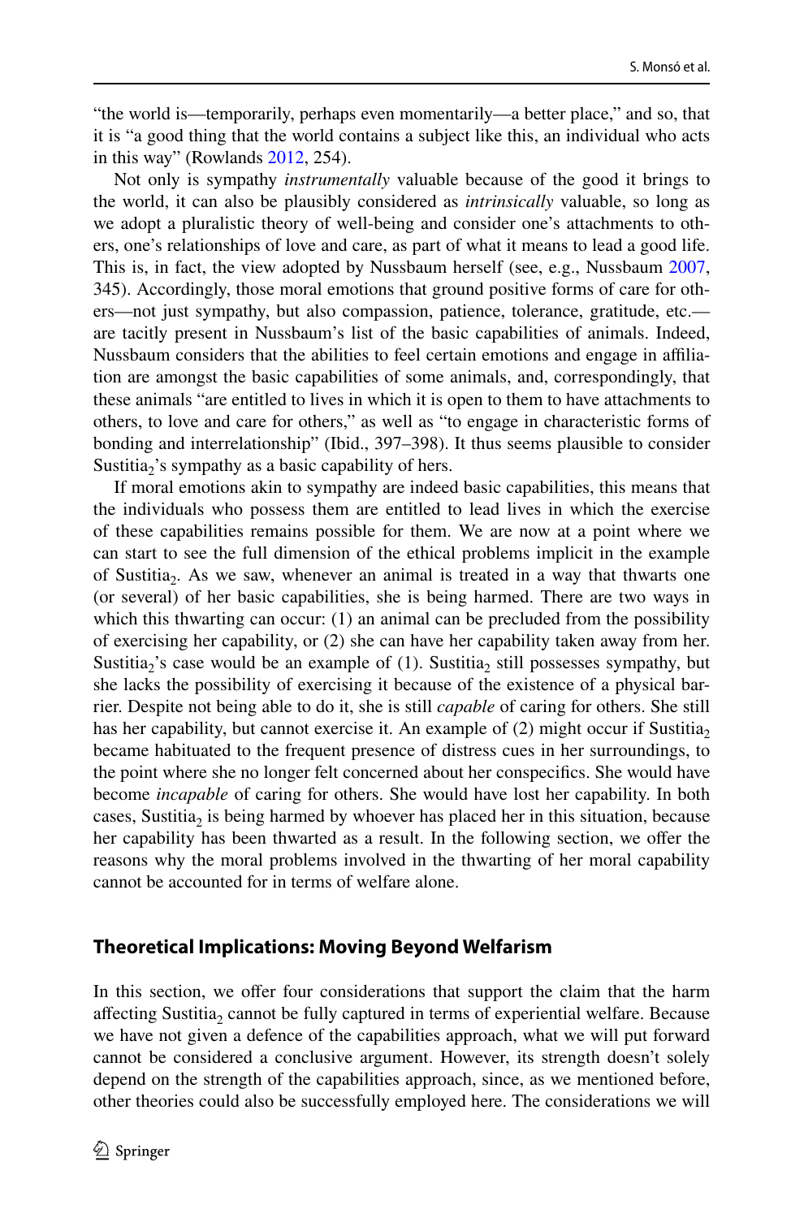"the world is—temporarily, perhaps even momentarily—a better place," and so, that it is "a good thing that the world contains a subject like this, an individual who acts in this way" (Rowlands 2012, 254).

Not only is sympathy *instrumentally* valuable because of the good it brings to the world, it can also be plausibly considered as *intrinsically* valuable, so long as we adopt a pluralistic theory of well-being and consider one's attachments to others, one's relationships of love and care, as part of what it means to lead a good life. This is, in fact, the view adopted by Nussbaum herself (see, e.g., Nussbaum 2007, 345). Accordingly, those moral emotions that ground positive forms of care for others—not just sympathy, but also compassion, patience, tolerance, gratitude, etc.—are tacitly present in Nussbaum's list of the basic capabilities of animals. Indeed, Nussbaum considers that the abilities to feel certain emotions and engage in affiliation are amongst the basic capabilities of some animals, and, correspondingly, that these animals "are entitled to lives in which it is open to them to have attachments to others, to love and care for others," as well as "to engage in characteristic forms of bonding and interrelationship" (Ibid., 397–398). It thus seems plausible to consider Sustitia$_2$'s sympathy as a basic capability of hers.

If moral emotions akin to sympathy are indeed basic capabilities, this means that the individuals who possess them are entitled to lead lives in which the exercise of these capabilities remains possible for them. We are now at a point where we can start to see the full dimension of the ethical problems implicit in the example of Sustitia$_2$. As we saw, whenever an animal is treated in a way that thwarts one (or several) of her basic capabilities, she is being harmed. There are two ways in which this thwarting can occur: (1) an animal can be precluded from the possibility of exercising her capability, or (2) she can have her capability taken away from her. Sustitia$_2$'s case would be an example of (1). Sustitia$_2$ still possesses sympathy, but she lacks the possibility of exercising it because of the existence of a physical barrier. Despite not being able to do it, she is still *capable* of caring for others. She still has her capability, but cannot exercise it. An example of (2) might occur if Sustitia$_2$ became habituated to the frequent presence of distress cues in her surroundings, to the point where she no longer felt concerned about her conspecifics. She would have become *incapable* of caring for others. She would have lost her capability. In both cases, Sustitia$_2$ is being harmed by whoever has placed her in this situation, because her capability has been thwarted as a result. In the following section, we offer the reasons why the moral problems involved in the thwarting of her moral capability cannot be accounted for in terms of welfare alone.

## Theoretical Implications: Moving Beyond Welfarism

In this section, we offer four considerations that support the claim that the harm affecting Sustitia$_2$ cannot be fully captured in terms of experiential welfare. Because we have not given a defence of the capabilities approach, what we will put forward cannot be considered a conclusive argument. However, its strength doesn't solely depend on the strength of the capabilities approach, since, as we mentioned before, other theories could also be successfully employed here. The considerations we will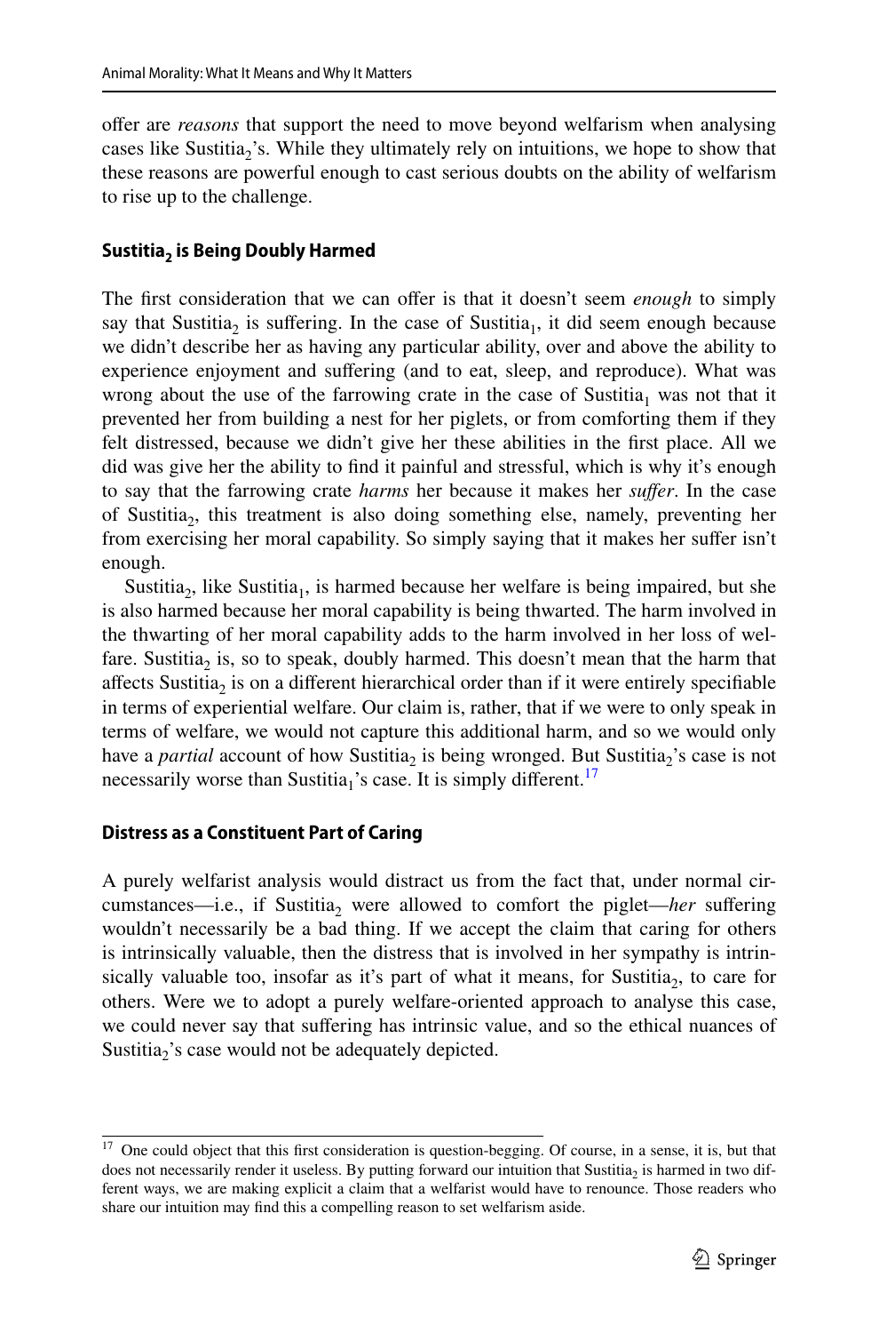offer are *reasons* that support the need to move beyond welfarism when analysing cases like Sustitia$_2$'s. While they ultimately rely on intuitions, we hope to show that these reasons are powerful enough to cast serious doubts on the ability of welfarism to rise up to the challenge.

### Sustitia$_2$ is Being Doubly Harmed

The first consideration that we can offer is that it doesn't seem *enough* to simply say that Sustitia$_2$ is suffering. In the case of Sustitia$_1$, it did seem enough because we didn't describe her as having any particular ability, over and above the ability to experience enjoyment and suffering (and to eat, sleep, and reproduce). What was wrong about the use of the farrowing crate in the case of Sustitia$_1$ was not that it prevented her from building a nest for her piglets, or from comforting them if they felt distressed, because we didn't give her these abilities in the first place. All we did was give her the ability to find it painful and stressful, which is why it's enough to say that the farrowing crate *harms* her because it makes her *suffer*. In the case of Sustitia$_2$, this treatment is also doing something else, namely, preventing her from exercising her moral capability. So simply saying that it makes her suffer isn't enough.

Sustitia$_2$, like Sustitia$_1$, is harmed because her welfare is being impaired, but she is also harmed because her moral capability is being thwarted. The harm involved in the thwarting of her moral capability adds to the harm involved in her loss of welfare. Sustitia$_2$ is, so to speak, doubly harmed. This doesn't mean that the harm that affects Sustitia$_2$ is on a different hierarchical order than if it were entirely specifiable in terms of experiential welfare. Our claim is, rather, that if we were to only speak in terms of welfare, we would not capture this additional harm, and so we would only have a *partial* account of how Sustitia$_2$ is being wronged. But Sustitia$_2$'s case is not necessarily worse than Sustitia$_1$'s case. It is simply different.[17]

### Distress as a Constituent Part of Caring

A purely welfarist analysis would distract us from the fact that, under normal circumstances—i.e., if Sustitia$_2$ were allowed to comfort the piglet—*her* suffering wouldn't necessarily be a bad thing. If we accept the claim that caring for others is intrinsically valuable, then the distress that is involved in her sympathy is intrinsically valuable too, insofar as it's part of what it means, for Sustitia$_2$, to care for others. Were we to adopt a purely welfare-oriented approach to analyse this case, we could never say that suffering has intrinsic value, and so the ethical nuances of Sustitia$_2$'s case would not be adequately depicted.

---

[17] One could object that this first consideration is question-begging. Of course, in a sense, it is, but that does not necessarily render it useless. By putting forward our intuition that Sustitia$_2$ is harmed in two different ways, we are making explicit a claim that a welfarist would have to renounce. Those readers who share our intuition may find this a compelling reason to set welfarism aside.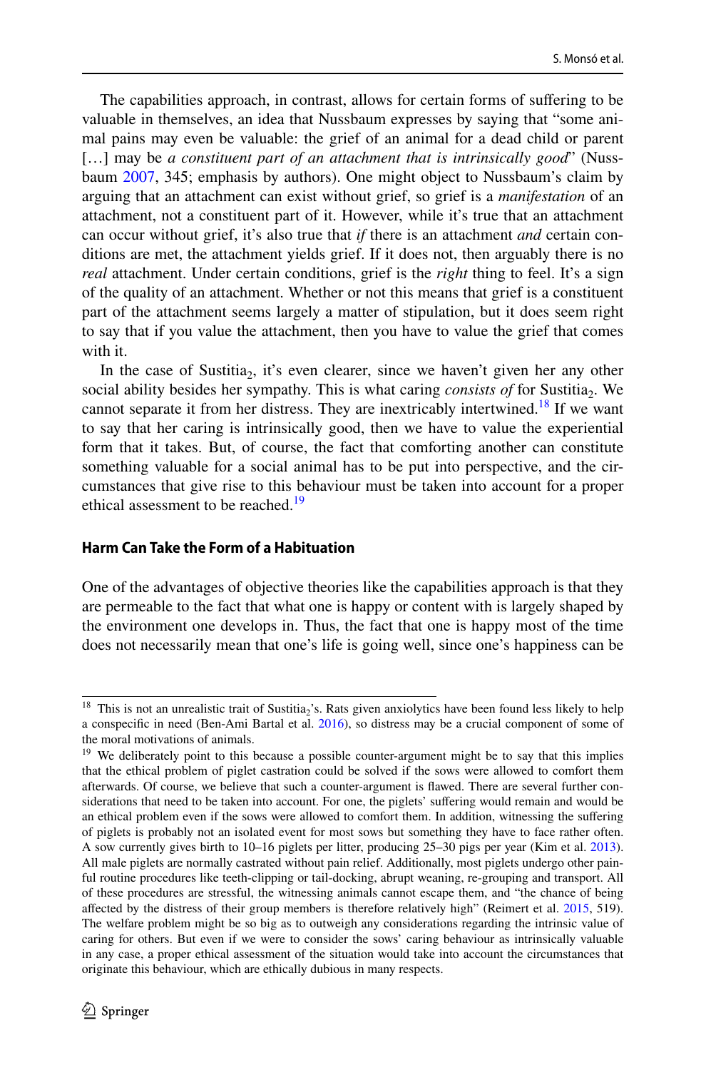The capabilities approach, in contrast, allows for certain forms of suffering to be valuable in themselves, an idea that Nussbaum expresses by saying that "some animal pains may even be valuable: the grief of an animal for a dead child or parent […] may be *a constituent part of an attachment that is intrinsically good*" (Nussbaum 2007, 345; emphasis by authors). One might object to Nussbaum's claim by arguing that an attachment can exist without grief, so grief is a *manifestation* of an attachment, not a constituent part of it. However, while it's true that an attachment can occur without grief, it's also true that *if* there is an attachment *and* certain conditions are met, the attachment yields grief. If it does not, then arguably there is no *real* attachment. Under certain conditions, grief is the *right* thing to feel. It's a sign of the quality of an attachment. Whether or not this means that grief is a constituent part of the attachment seems largely a matter of stipulation, but it does seem right to say that if you value the attachment, then you have to value the grief that comes with it.

In the case of Sustitia$_2$, it's even clearer, since we haven't given her any other social ability besides her sympathy. This is what caring *consists of* for Sustitia$_2$. We cannot separate it from her distress. They are inextricably intertwined.[18] If we want to say that her caring is intrinsically good, then we have to value the experiential form that it takes. But, of course, the fact that comforting another can constitute something valuable for a social animal has to be put into perspective, and the circumstances that give rise to this behaviour must be taken into account for a proper ethical assessment to be reached.[19]

#### Harm Can Take the Form of a Habituation

One of the advantages of objective theories like the capabilities approach is that they are permeable to the fact that what one is happy or content with is largely shaped by the environment one develops in. Thus, the fact that one is happy most of the time does not necessarily mean that one's life is going well, since one's happiness can be

---

[18] This is not an unrealistic trait of Sustitia$_2$'s. Rats given anxiolytics have been found less likely to help a conspecific in need (Ben-Ami Bartal et al. 2016), so distress may be a crucial component of some of the moral motivations of animals.

[19] We deliberately point to this because a possible counter-argument might be to say that this implies that the ethical problem of piglet castration could be solved if the sows were allowed to comfort them afterwards. Of course, we believe that such a counter-argument is flawed. There are several further considerations that need to be taken into account. For one, the piglets' suffering would remain and would be an ethical problem even if the sows were allowed to comfort them. In addition, witnessing the suffering of piglets is probably not an isolated event for most sows but something they have to face rather often. A sow currently gives birth to 10–16 piglets per litter, producing 25–30 pigs per year (Kim et al. 2013). All male piglets are normally castrated without pain relief. Additionally, most piglets undergo other painful routine procedures like teeth-clipping or tail-docking, abrupt weaning, re-grouping and transport. All of these procedures are stressful, the witnessing animals cannot escape them, and "the chance of being affected by the distress of their group members is therefore relatively high" (Reimert et al. 2015, 519). The welfare problem might be so big as to outweigh any considerations regarding the intrinsic value of caring for others. But even if we were to consider the sows' caring behaviour as intrinsically valuable in any case, a proper ethical assessment of the situation would take into account the circumstances that originate this behaviour, which are ethically dubious in many respects.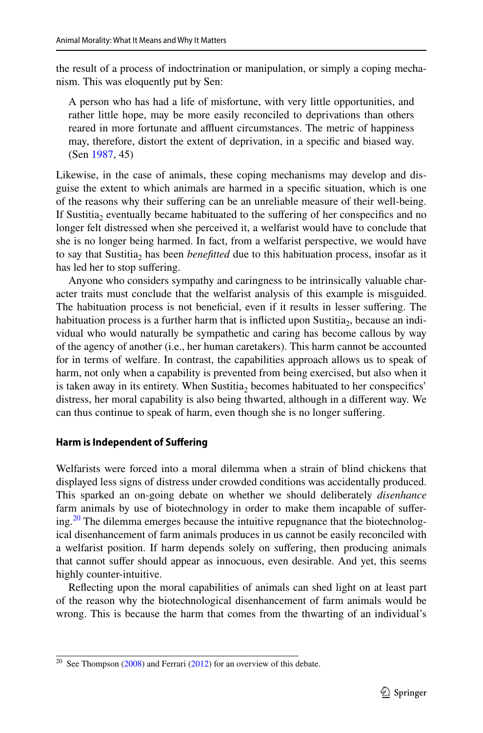the result of a process of indoctrination or manipulation, or simply a coping mechanism. This was eloquently put by Sen:

> A person who has had a life of misfortune, with very little opportunities, and rather little hope, may be more easily reconciled to deprivations than others reared in more fortunate and affluent circumstances. The metric of happiness may, therefore, distort the extent of deprivation, in a specific and biased way. (Sen 1987, 45)

Likewise, in the case of animals, these coping mechanisms may develop and disguise the extent to which animals are harmed in a specific situation, which is one of the reasons why their suffering can be an unreliable measure of their well-being. If $Sustitia_2$ eventually became habituated to the suffering of her conspecifics and no longer felt distressed when she perceived it, a welfarist would have to conclude that she is no longer being harmed. In fact, from a welfarist perspective, we would have to say that $Sustitia_2$ has been *benefitted* due to this habituation process, insofar as it has led her to stop suffering.

Anyone who considers sympathy and caringness to be intrinsically valuable character traits must conclude that the welfarist analysis of this example is misguided. The habituation process is not beneficial, even if it results in lesser suffering. The habituation process is a further harm that is inflicted upon $Sustitia_2$, because an individual who would naturally be sympathetic and caring has become callous by way of the agency of another (i.e., her human caretakers). This harm cannot be accounted for in terms of welfare. In contrast, the capabilities approach allows us to speak of harm, not only when a capability is prevented from being exercised, but also when it is taken away in its entirety. When $Sustitia_2$ becomes habituated to her conspecifics' distress, her moral capability is also being thwarted, although in a different way. We can thus continue to speak of harm, even though she is no longer suffering.

#### Harm is Independent of Suffering

Welfarists were forced into a moral dilemma when a strain of blind chickens that displayed less signs of distress under crowded conditions was accidentally produced. This sparked an on-going debate on whether we should deliberately *disenhance* farm animals by use of biotechnology in order to make them incapable of suffering.[20] The dilemma emerges because the intuitive repugnance that the biotechnological disenhancement of farm animals produces in us cannot be easily reconciled with a welfarist position. If harm depends solely on suffering, then producing animals that cannot suffer should appear as innocuous, even desirable. And yet, this seems highly counter-intuitive.

Reflecting upon the moral capabilities of animals can shed light on at least part of the reason why the biotechnological disenhancement of farm animals would be wrong. This is because the harm that comes from the thwarting of an individual's

---

[20] See Thompson (2008) and Ferrari (2012) for an overview of this debate.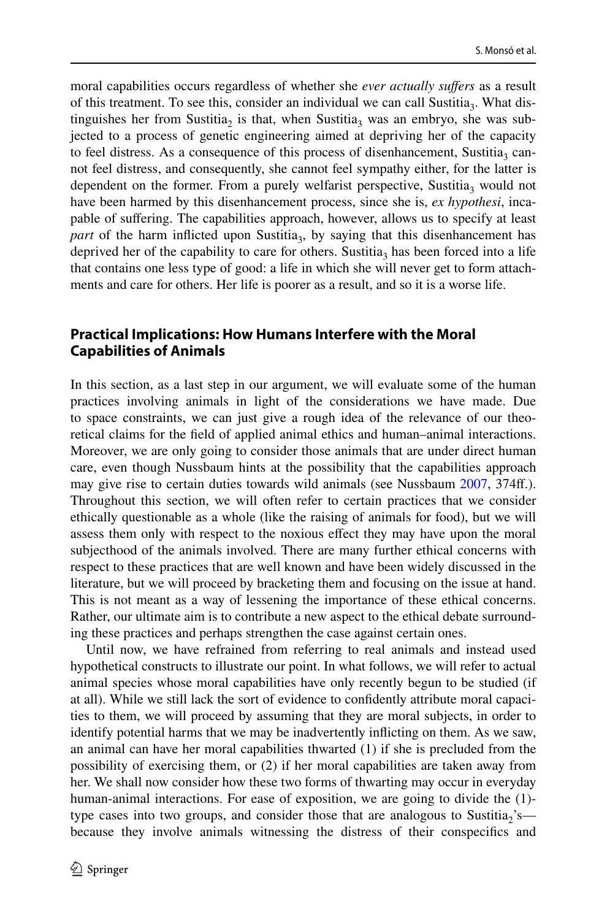moral capabilities occurs regardless of whether she *ever actually suffers* as a result of this treatment. To see this, consider an individual we can call Sustitia$_3$. What distinguishes her from Sustitia$_2$ is that, when Sustitia$_3$ was an embryo, she was subjected to a process of genetic engineering aimed at depriving her of the capacity to feel distress. As a consequence of this process of disenhancement, Sustitia$_3$ cannot feel distress, and consequently, she cannot feel sympathy either, for the latter is dependent on the former. From a purely welfarist perspective, Sustitia$_3$ would not have been harmed by this disenhancement process, since she is, *ex hypothesi*, incapable of suffering. The capabilities approach, however, allows us to specify at least *part* of the harm inflicted upon Sustitia$_3$, by saying that this disenhancement has deprived her of the capability to care for others. Sustitia$_3$ has been forced into a life that contains one less type of good: a life in which she will never get to form attachments and care for others. Her life is poorer as a result, and so it is a worse life.

## Practical Implications: How Humans Interfere with the Moral Capabilities of Animals

In this section, as a last step in our argument, we will evaluate some of the human practices involving animals in light of the considerations we have made. Due to space constraints, we can just give a rough idea of the relevance of our theoretical claims for the field of applied animal ethics and human–animal interactions. Moreover, we are only going to consider those animals that are under direct human care, even though Nussbaum hints at the possibility that the capabilities approach may give rise to certain duties towards wild animals (see Nussbaum 2007, 374ff.). Throughout this section, we will often refer to certain practices that we consider ethically questionable as a whole (like the raising of animals for food), but we will assess them only with respect to the noxious effect they may have upon the moral subjecthood of the animals involved. There are many further ethical concerns with respect to these practices that are well known and have been widely discussed in the literature, but we will proceed by bracketing them and focusing on the issue at hand. This is not meant as a way of lessening the importance of these ethical concerns. Rather, our ultimate aim is to contribute a new aspect to the ethical debate surrounding these practices and perhaps strengthen the case against certain ones.

Until now, we have refrained from referring to real animals and instead used hypothetical constructs to illustrate our point. In what follows, we will refer to actual animal species whose moral capabilities have only recently begun to be studied (if at all). While we still lack the sort of evidence to confidently attribute moral capacities to them, we will proceed by assuming that they are moral subjects, in order to identify potential harms that we may be inadvertently inflicting on them. As we saw, an animal can have her moral capabilities thwarted (1) if she is precluded from the possibility of exercising them, or (2) if her moral capabilities are taken away from her. We shall now consider how these two forms of thwarting may occur in everyday human-animal interactions. For ease of exposition, we are going to divide the (1)-type cases into two groups, and consider those that are analogous to Sustitia$_2$'s—because they involve animals witnessing the distress of their conspecifics and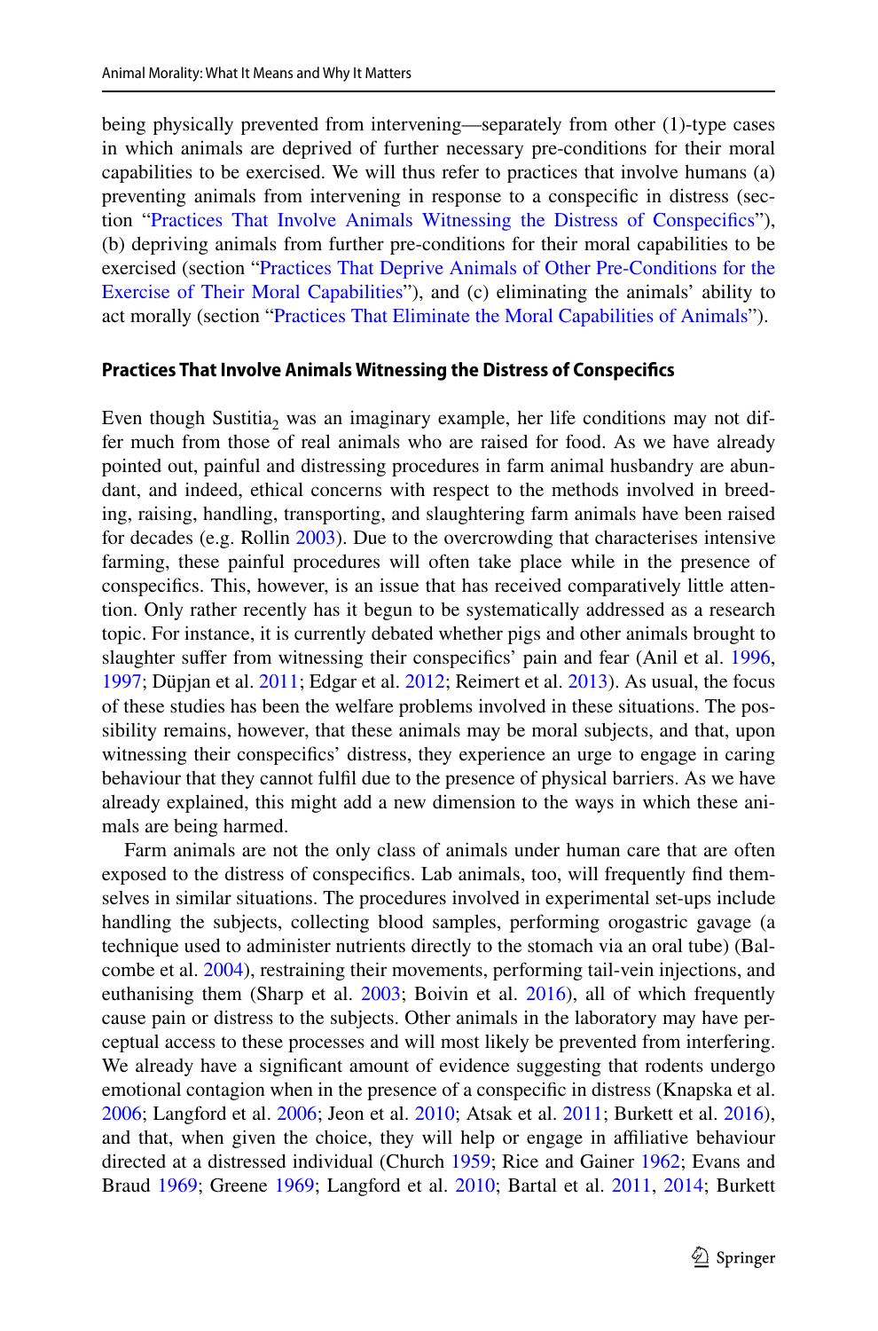being physically prevented from intervening—separately from other (1)-type cases in which animals are deprived of further necessary pre-conditions for their moral capabilities to be exercised. We will thus refer to practices that involve humans (a) preventing animals from intervening in response to a conspecific in distress (section "Practices That Involve Animals Witnessing the Distress of Conspecifics"), (b) depriving animals from further pre-conditions for their moral capabilities to be exercised (section "Practices That Deprive Animals of Other Pre-Conditions for the Exercise of Their Moral Capabilities"), and (c) eliminating the animals' ability to act morally (section "Practices That Eliminate the Moral Capabilities of Animals").

### Practices That Involve Animals Witnessing the Distress of Conspecifics

Even though Sustitia$_2$ was an imaginary example, her life conditions may not differ much from those of real animals who are raised for food. As we have already pointed out, painful and distressing procedures in farm animal husbandry are abundant, and indeed, ethical concerns with respect to the methods involved in breeding, raising, handling, transporting, and slaughtering farm animals have been raised for decades (e.g. Rollin 2003). Due to the overcrowding that characterises intensive farming, these painful procedures will often take place while in the presence of conspecifics. This, however, is an issue that has received comparatively little attention. Only rather recently has it begun to be systematically addressed as a research topic. For instance, it is currently debated whether pigs and other animals brought to slaughter suffer from witnessing their conspecifics' pain and fear (Anil et al. 1996, 1997; Düpjan et al. 2011; Edgar et al. 2012; Reimert et al. 2013). As usual, the focus of these studies has been the welfare problems involved in these situations. The possibility remains, however, that these animals may be moral subjects, and that, upon witnessing their conspecifics' distress, they experience an urge to engage in caring behaviour that they cannot fulfil due to the presence of physical barriers. As we have already explained, this might add a new dimension to the ways in which these animals are being harmed.

Farm animals are not the only class of animals under human care that are often exposed to the distress of conspecifics. Lab animals, too, will frequently find themselves in similar situations. The procedures involved in experimental set-ups include handling the subjects, collecting blood samples, performing orogastric gavage (a technique used to administer nutrients directly to the stomach via an oral tube) (Balcombe et al. 2004), restraining their movements, performing tail-vein injections, and euthanising them (Sharp et al. 2003; Boivin et al. 2016), all of which frequently cause pain or distress to the subjects. Other animals in the laboratory may have perceptual access to these processes and will most likely be prevented from interfering. We already have a significant amount of evidence suggesting that rodents undergo emotional contagion when in the presence of a conspecific in distress (Knapska et al. 2006; Langford et al. 2006; Jeon et al. 2010; Atsak et al. 2011; Burkett et al. 2016), and that, when given the choice, they will help or engage in affiliative behaviour directed at a distressed individual (Church 1959; Rice and Gainer 1962; Evans and Braud 1969; Greene 1969; Langford et al. 2010; Bartal et al. 2011, 2014; Burkett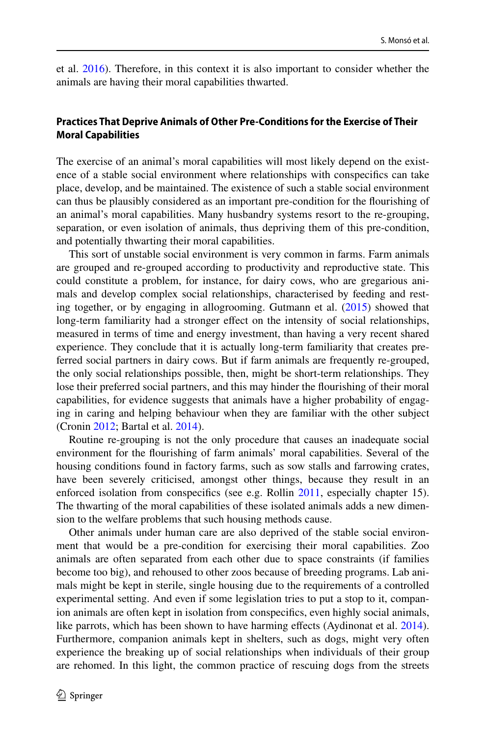et al. 2016). Therefore, in this context it is also important to consider whether the animals are having their moral capabilities thwarted.

### Practices That Deprive Animals of Other Pre-Conditions for the Exercise of Their Moral Capabilities

The exercise of an animal's moral capabilities will most likely depend on the existence of a stable social environment where relationships with conspecifics can take place, develop, and be maintained. The existence of such a stable social environment can thus be plausibly considered as an important pre-condition for the flourishing of an animal's moral capabilities. Many husbandry systems resort to the re-grouping, separation, or even isolation of animals, thus depriving them of this pre-condition, and potentially thwarting their moral capabilities.

This sort of unstable social environment is very common in farms. Farm animals are grouped and re-grouped according to productivity and reproductive state. This could constitute a problem, for instance, for dairy cows, who are gregarious animals and develop complex social relationships, characterised by feeding and resting together, or by engaging in allogrooming. Gutmann et al. (2015) showed that long-term familiarity had a stronger effect on the intensity of social relationships, measured in terms of time and energy investment, than having a very recent shared experience. They conclude that it is actually long-term familiarity that creates preferred social partners in dairy cows. But if farm animals are frequently re-grouped, the only social relationships possible, then, might be short-term relationships. They lose their preferred social partners, and this may hinder the flourishing of their moral capabilities, for evidence suggests that animals have a higher probability of engaging in caring and helping behaviour when they are familiar with the other subject (Cronin 2012; Bartal et al. 2014).

Routine re-grouping is not the only procedure that causes an inadequate social environment for the flourishing of farm animals' moral capabilities. Several of the housing conditions found in factory farms, such as sow stalls and farrowing crates, have been severely criticised, amongst other things, because they result in an enforced isolation from conspecifics (see e.g. Rollin 2011, especially chapter 15). The thwarting of the moral capabilities of these isolated animals adds a new dimension to the welfare problems that such housing methods cause.

Other animals under human care are also deprived of the stable social environment that would be a pre-condition for exercising their moral capabilities. Zoo animals are often separated from each other due to space constraints (if families become too big), and rehoused to other zoos because of breeding programs. Lab animals might be kept in sterile, single housing due to the requirements of a controlled experimental setting. And even if some legislation tries to put a stop to it, companion animals are often kept in isolation from conspecifics, even highly social animals, like parrots, which has been shown to have harming effects (Aydinonat et al. 2014). Furthermore, companion animals kept in shelters, such as dogs, might very often experience the breaking up of social relationships when individuals of their group are rehomed. In this light, the common practice of rescuing dogs from the streets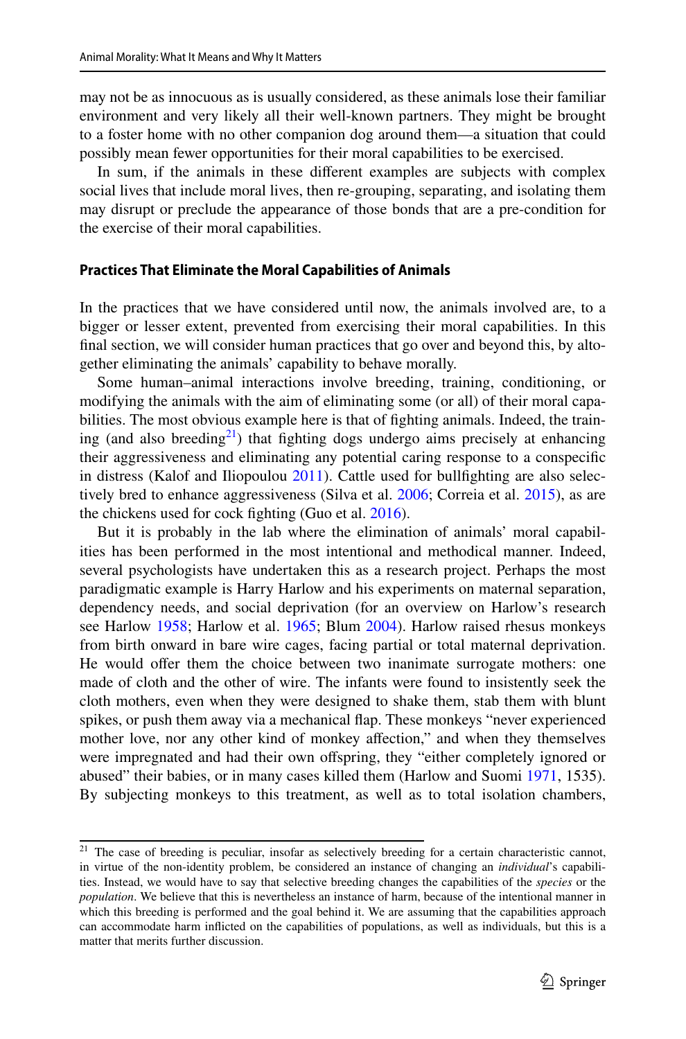may not be as innocuous as is usually considered, as these animals lose their familiar environment and very likely all their well-known partners. They might be brought to a foster home with no other companion dog around them—a situation that could possibly mean fewer opportunities for their moral capabilities to be exercised.

In sum, if the animals in these different examples are subjects with complex social lives that include moral lives, then re-grouping, separating, and isolating them may disrupt or preclude the appearance of those bonds that are a pre-condition for the exercise of their moral capabilities.

## Practices That Eliminate the Moral Capabilities of Animals

In the practices that we have considered until now, the animals involved are, to a bigger or lesser extent, prevented from exercising their moral capabilities. In this final section, we will consider human practices that go over and beyond this, by altogether eliminating the animals' capability to behave morally.

Some human–animal interactions involve breeding, training, conditioning, or modifying the animals with the aim of eliminating some (or all) of their moral capabilities. The most obvious example here is that of fighting animals. Indeed, the training (and also breeding[21]) that fighting dogs undergo aims precisely at enhancing their aggressiveness and eliminating any potential caring response to a conspecific in distress (Kalof and Iliopoulou 2011). Cattle used for bullfighting are also selectively bred to enhance aggressiveness (Silva et al. 2006; Correia et al. 2015), as are the chickens used for cock fighting (Guo et al. 2016).

But it is probably in the lab where the elimination of animals' moral capabilities has been performed in the most intentional and methodical manner. Indeed, several psychologists have undertaken this as a research project. Perhaps the most paradigmatic example is Harry Harlow and his experiments on maternal separation, dependency needs, and social deprivation (for an overview on Harlow's research see Harlow 1958; Harlow et al. 1965; Blum 2004). Harlow raised rhesus monkeys from birth onward in bare wire cages, facing partial or total maternal deprivation. He would offer them the choice between two inanimate surrogate mothers: one made of cloth and the other of wire. The infants were found to insistently seek the cloth mothers, even when they were designed to shake them, stab them with blunt spikes, or push them away via a mechanical flap. These monkeys "never experienced mother love, nor any other kind of monkey affection," and when they themselves were impregnated and had their own offspring, they "either completely ignored or abused" their babies, or in many cases killed them (Harlow and Suomi 1971, 1535). By subjecting monkeys to this treatment, as well as to total isolation chambers,

[21] The case of breeding is peculiar, insofar as selectively breeding for a certain characteristic cannot, in virtue of the non-identity problem, be considered an instance of changing an *individual*'s capabilities. Instead, we would have to say that selective breeding changes the capabilities of the *species* or the *population*. We believe that this is nevertheless an instance of harm, because of the intentional manner in which this breeding is performed and the goal behind it. We are assuming that the capabilities approach can accommodate harm inflicted on the capabilities of populations, as well as individuals, but this is a matter that merits further discussion.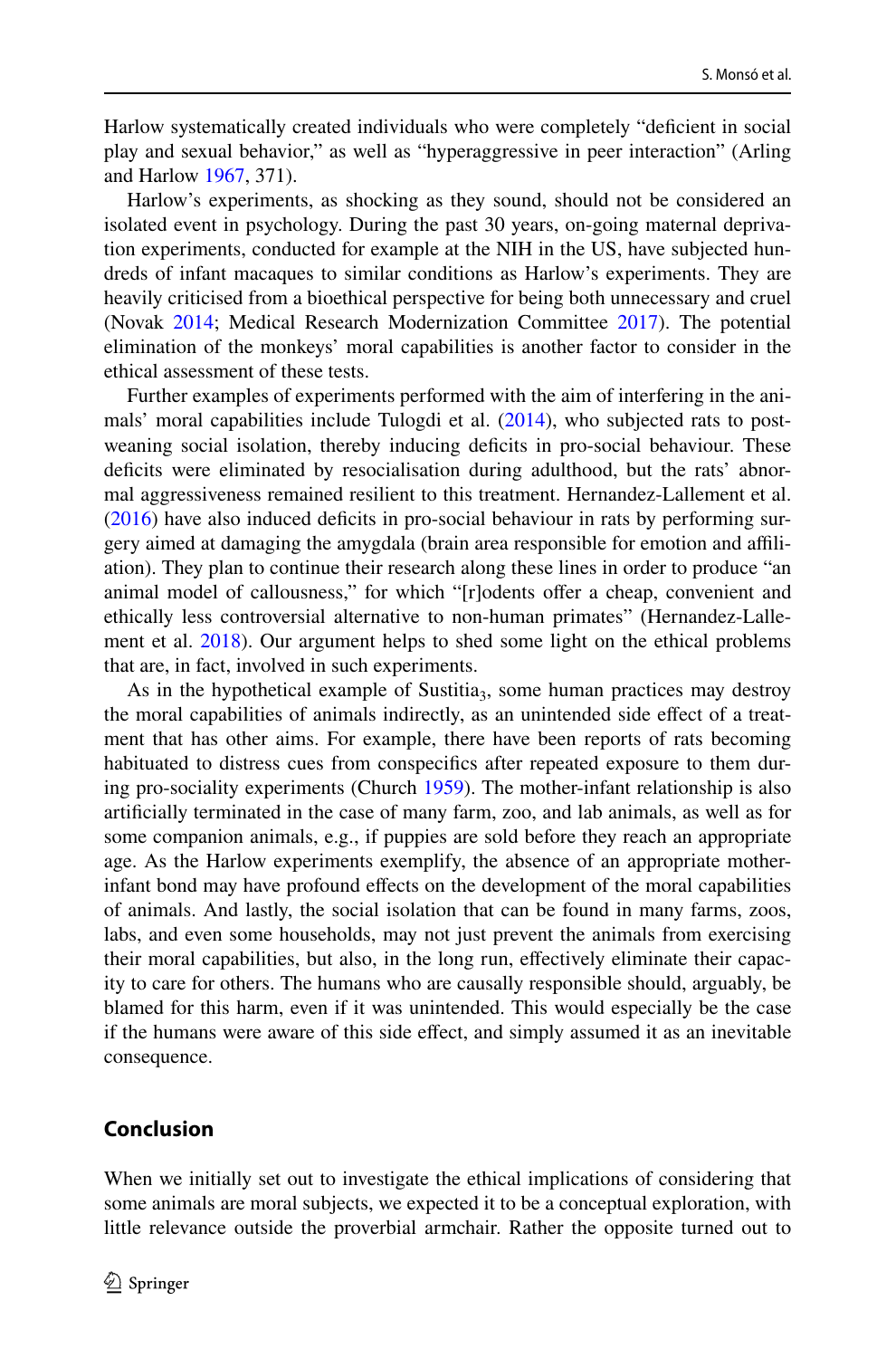Harlow systematically created individuals who were completely "deficient in social play and sexual behavior," as well as "hyperaggressive in peer interaction" (Arling and Harlow 1967, 371).

Harlow's experiments, as shocking as they sound, should not be considered an isolated event in psychology. During the past 30 years, on-going maternal deprivation experiments, conducted for example at the NIH in the US, have subjected hundreds of infant macaques to similar conditions as Harlow's experiments. They are heavily criticised from a bioethical perspective for being both unnecessary and cruel (Novak 2014; Medical Research Modernization Committee 2017). The potential elimination of the monkeys' moral capabilities is another factor to consider in the ethical assessment of these tests.

Further examples of experiments performed with the aim of interfering in the animals' moral capabilities include Tulogdi et al. (2014), who subjected rats to post-weaning social isolation, thereby inducing deficits in pro-social behaviour. These deficits were eliminated by resocialisation during adulthood, but the rats' abnormal aggressiveness remained resilient to this treatment. Hernandez-Lallement et al. (2016) have also induced deficits in pro-social behaviour in rats by performing surgery aimed at damaging the amygdala (brain area responsible for emotion and affiliation). They plan to continue their research along these lines in order to produce "an animal model of callousness," for which "[r]odents offer a cheap, convenient and ethically less controversial alternative to non-human primates" (Hernandez-Lallement et al. 2018). Our argument helps to shed some light on the ethical problems that are, in fact, involved in such experiments.

As in the hypothetical example of Sustitia$_3$, some human practices may destroy the moral capabilities of animals indirectly, as an unintended side effect of a treatment that has other aims. For example, there have been reports of rats becoming habituated to distress cues from conspecifics after repeated exposure to them during pro-sociality experiments (Church 1959). The mother-infant relationship is also artificially terminated in the case of many farm, zoo, and lab animals, as well as for some companion animals, e.g., if puppies are sold before they reach an appropriate age. As the Harlow experiments exemplify, the absence of an appropriate mother-infant bond may have profound effects on the development of the moral capabilities of animals. And lastly, the social isolation that can be found in many farms, zoos, labs, and even some households, may not just prevent the animals from exercising their moral capabilities, but also, in the long run, effectively eliminate their capacity to care for others. The humans who are causally responsible should, arguably, be blamed for this harm, even if it was unintended. This would especially be the case if the humans were aware of this side effect, and simply assumed it as an inevitable consequence.

## Conclusion

When we initially set out to investigate the ethical implications of considering that some animals are moral subjects, we expected it to be a conceptual exploration, with little relevance outside the proverbial armchair. Rather the opposite turned out to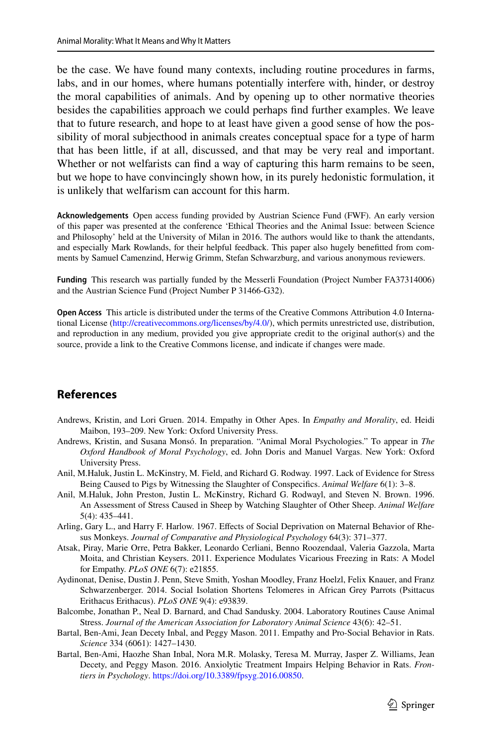be the case. We have found many contexts, including routine procedures in farms, labs, and in our homes, where humans potentially interfere with, hinder, or destroy the moral capabilities of animals. And by opening up to other normative theories besides the capabilities approach we could perhaps find further examples. We leave that to future research, and hope to at least have given a good sense of how the possibility of moral subjecthood in animals creates conceptual space for a type of harm that has been little, if at all, discussed, and that may be very real and important. Whether or not welfarists can find a way of capturing this harm remains to be seen, but we hope to have convincingly shown how, in its purely hedonistic formulation, it is unlikely that welfarism can account for this harm.

**Acknowledgements** Open access funding provided by Austrian Science Fund (FWF). An early version of this paper was presented at the conference 'Ethical Theories and the Animal Issue: between Science and Philosophy' held at the University of Milan in 2016. The authors would like to thank the attendants, and especially Mark Rowlands, for their helpful feedback. This paper also hugely benefitted from comments by Samuel Camenzind, Herwig Grimm, Stefan Schwarzburg, and various anonymous reviewers.

**Funding** This research was partially funded by the Messerli Foundation (Project Number FA37314006) and the Austrian Science Fund (Project Number P 31466-G32).

**Open Access** This article is distributed under the terms of the Creative Commons Attribution 4.0 International License (http://creativecommons.org/licenses/by/4.0/), which permits unrestricted use, distribution, and reproduction in any medium, provided you give appropriate credit to the original author(s) and the source, provide a link to the Creative Commons license, and indicate if changes were made.

## References

Andrews, Kristin, and Lori Gruen. 2014. Empathy in Other Apes. In *Empathy and Morality*, ed. Heidi Maibon, 193–209. New York: Oxford University Press.

Andrews, Kristin, and Susana Monsó. In preparation. "Animal Moral Psychologies." To appear in *The Oxford Handbook of Moral Psychology*, ed. John Doris and Manuel Vargas. New York: Oxford University Press.

Anil, M.Haluk, Justin L. McKinstry, M. Field, and Richard G. Rodway. 1997. Lack of Evidence for Stress Being Caused to Pigs by Witnessing the Slaughter of Conspecifics. *Animal Welfare* 6(1): 3–8.

Anil, M.Haluk, John Preston, Justin L. McKinstry, Richard G. Rodwayl, and Steven N. Brown. 1996. An Assessment of Stress Caused in Sheep by Watching Slaughter of Other Sheep. *Animal Welfare* 5(4): 435–441.

Arling, Gary L., and Harry F. Harlow. 1967. Effects of Social Deprivation on Maternal Behavior of Rhesus Monkeys. *Journal of Comparative and Physiological Psychology* 64(3): 371–377.

Atsak, Piray, Marie Orre, Petra Bakker, Leonardo Cerliani, Benno Roozendaal, Valeria Gazzola, Marta Moita, and Christian Keysers. 2011. Experience Modulates Vicarious Freezing in Rats: A Model for Empathy. *PLoS ONE* 6(7): e21855.

Aydinonat, Denise, Dustin J. Penn, Steve Smith, Yoshan Moodley, Franz Hoelzl, Felix Knauer, and Franz Schwarzenberger. 2014. Social Isolation Shortens Telomeres in African Grey Parrots (Psittacus Erithacus Erithacus). *PLoS ONE* 9(4): e93839.

Balcombe, Jonathan P., Neal D. Barnard, and Chad Sandusky. 2004. Laboratory Routines Cause Animal Stress. *Journal of the American Association for Laboratory Animal Science* 43(6): 42–51.

Bartal, Ben-Ami, Jean Decety Inbal, and Peggy Mason. 2011. Empathy and Pro-Social Behavior in Rats. *Science* 334 (6061): 1427–1430.

Bartal, Ben-Ami, Haozhe Shan Inbal, Nora M.R. Molasky, Teresa M. Murray, Jasper Z. Williams, Jean Decety, and Peggy Mason. 2016. Anxiolytic Treatment Impairs Helping Behavior in Rats. *Frontiers in Psychology*. https://doi.org/10.3389/fpsyg.2016.00850.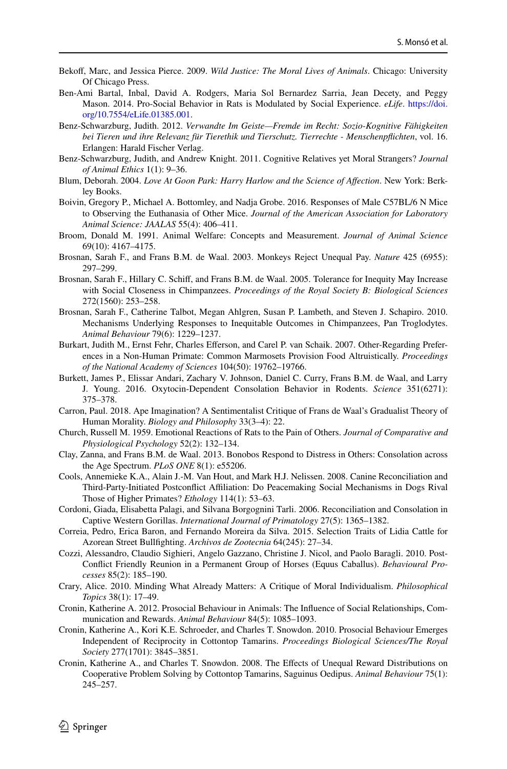Bekoff, Marc, and Jessica Pierce. 2009. *Wild Justice: The Moral Lives of Animals*. Chicago: University Of Chicago Press.

Ben-Ami Bartal, Inbal, David A. Rodgers, Maria Sol Bernardez Sarria, Jean Decety, and Peggy Mason. 2014. Pro-Social Behavior in Rats is Modulated by Social Experience. *eLife*. https://doi.org/10.7554/eLife.01385.001.

Benz-Schwarzburg, Judith. 2012. *Verwandte Im Geiste—Fremde im Recht: Sozio-Kognitive Fähigkeiten bei Tieren und ihre Relevanz für Tierethik und Tierschutz. Tierrechte - Menschenpflichten*, vol. 16. Erlangen: Harald Fischer Verlag.

Benz-Schwarzburg, Judith, and Andrew Knight. 2011. Cognitive Relatives yet Moral Strangers? *Journal of Animal Ethics* 1(1): 9–36.

Blum, Deborah. 2004. *Love At Goon Park: Harry Harlow and the Science of Affection*. New York: Berkley Books.

Boivin, Gregory P., Michael A. Bottomley, and Nadja Grobe. 2016. Responses of Male C57BL/6 N Mice to Observing the Euthanasia of Other Mice. *Journal of the American Association for Laboratory Animal Science: JAALAS* 55(4): 406–411.

Broom, Donald M. 1991. Animal Welfare: Concepts and Measurement. *Journal of Animal Science* 69(10): 4167–4175.

Brosnan, Sarah F., and Frans B.M. de Waal. 2003. Monkeys Reject Unequal Pay. *Nature* 425 (6955): 297–299.

Brosnan, Sarah F., Hillary C. Schiff, and Frans B.M. de Waal. 2005. Tolerance for Inequity May Increase with Social Closeness in Chimpanzees. *Proceedings of the Royal Society B: Biological Sciences* 272(1560): 253–258.

Brosnan, Sarah F., Catherine Talbot, Megan Ahlgren, Susan P. Lambeth, and Steven J. Schapiro. 2010. Mechanisms Underlying Responses to Inequitable Outcomes in Chimpanzees, Pan Troglodytes. *Animal Behaviour* 79(6): 1229–1237.

Burkart, Judith M., Ernst Fehr, Charles Efferson, and Carel P. van Schaik. 2007. Other-Regarding Preferences in a Non-Human Primate: Common Marmosets Provision Food Altruistically. *Proceedings of the National Academy of Sciences* 104(50): 19762–19766.

Burkett, James P., Elissar Andari, Zachary V. Johnson, Daniel C. Curry, Frans B.M. de Waal, and Larry J. Young. 2016. Oxytocin-Dependent Consolation Behavior in Rodents. *Science* 351(6271): 375–378.

Carron, Paul. 2018. Ape Imagination? A Sentimentalist Critique of Frans de Waal's Gradualist Theory of Human Morality. *Biology and Philosophy* 33(3–4): 22.

Church, Russell M. 1959. Emotional Reactions of Rats to the Pain of Others. *Journal of Comparative and Physiological Psychology* 52(2): 132–134.

Clay, Zanna, and Frans B.M. de Waal. 2013. Bonobos Respond to Distress in Others: Consolation across the Age Spectrum. *PLoS ONE* 8(1): e55206.

Cools, Annemieke K.A., Alain J.-M. Van Hout, and Mark H.J. Nelissen. 2008. Canine Reconciliation and Third-Party-Initiated Postconflict Affiliation: Do Peacemaking Social Mechanisms in Dogs Rival Those of Higher Primates? *Ethology* 114(1): 53–63.

Cordoni, Giada, Elisabetta Palagi, and Silvana Borgognini Tarli. 2006. Reconciliation and Consolation in Captive Western Gorillas. *International Journal of Primatology* 27(5): 1365–1382.

Correia, Pedro, Erica Baron, and Fernando Moreira da Silva. 2015. Selection Traits of Lidia Cattle for Azorean Street Bullfighting. *Archivos de Zootecnia* 64(245): 27–34.

Cozzi, Alessandro, Claudio Sighieri, Angelo Gazzano, Christine J. Nicol, and Paolo Baragli. 2010. Post-Conflict Friendly Reunion in a Permanent Group of Horses (Equus Caballus). *Behavioural Processes* 85(2): 185–190.

Crary, Alice. 2010. Minding What Already Matters: A Critique of Moral Individualism. *Philosophical Topics* 38(1): 17–49.

Cronin, Katherine A. 2012. Prosocial Behaviour in Animals: The Influence of Social Relationships, Communication and Rewards. *Animal Behaviour* 84(5): 1085–1093.

Cronin, Katherine A., Kori K.E. Schroeder, and Charles T. Snowdon. 2010. Prosocial Behaviour Emerges Independent of Reciprocity in Cottontop Tamarins. *Proceedings Biological Sciences/The Royal Society* 277(1701): 3845–3851.

Cronin, Katherine A., and Charles T. Snowdon. 2008. The Effects of Unequal Reward Distributions on Cooperative Problem Solving by Cottontop Tamarins, Saguinus Oedipus. *Animal Behaviour* 75(1): 245–257.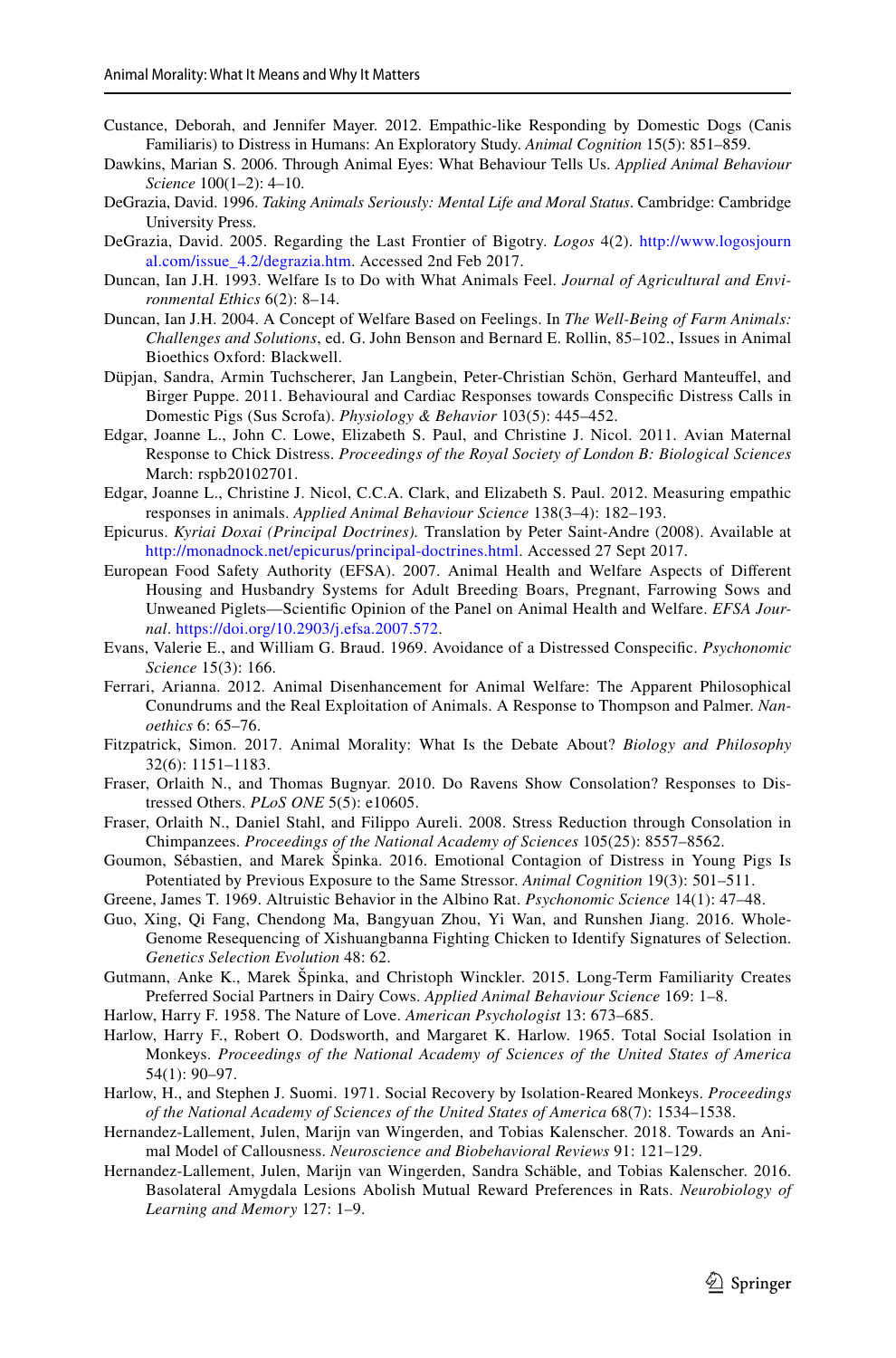Custance, Deborah, and Jennifer Mayer. 2012. Empathic-like Responding by Domestic Dogs (Canis Familiaris) to Distress in Humans: An Exploratory Study. *Animal Cognition* 15(5): 851–859.

Dawkins, Marian S. 2006. Through Animal Eyes: What Behaviour Tells Us. *Applied Animal Behaviour Science* 100(1–2): 4–10.

DeGrazia, David. 1996. *Taking Animals Seriously: Mental Life and Moral Status*. Cambridge: Cambridge University Press.

DeGrazia, David. 2005. Regarding the Last Frontier of Bigotry. *Logos* 4(2). http://www.logosjournal.com/issue_4.2/degrazia.htm. Accessed 2nd Feb 2017.

Duncan, Ian J.H. 1993. Welfare Is to Do with What Animals Feel. *Journal of Agricultural and Environmental Ethics* 6(2): 8–14.

Duncan, Ian J.H. 2004. A Concept of Welfare Based on Feelings. In *The Well-Being of Farm Animals: Challenges and Solutions*, ed. G. John Benson and Bernard E. Rollin, 85–102., Issues in Animal Bioethics Oxford: Blackwell.

Düpjan, Sandra, Armin Tuchscherer, Jan Langbein, Peter-Christian Schön, Gerhard Manteuffel, and Birger Puppe. 2011. Behavioural and Cardiac Responses towards Conspecific Distress Calls in Domestic Pigs (Sus Scrofa). *Physiology & Behavior* 103(5): 445–452.

Edgar, Joanne L., John C. Lowe, Elizabeth S. Paul, and Christine J. Nicol. 2011. Avian Maternal Response to Chick Distress. *Proceedings of the Royal Society of London B: Biological Sciences* March: rspb20102701.

Edgar, Joanne L., Christine J. Nicol, C.C.A. Clark, and Elizabeth S. Paul. 2012. Measuring empathic responses in animals. *Applied Animal Behaviour Science* 138(3–4): 182–193.

Epicurus. *Kyriai Doxai (Principal Doctrines).* Translation by Peter Saint-Andre (2008). Available at http://monadnock.net/epicurus/principal-doctrines.html. Accessed 27 Sept 2017.

European Food Safety Authority (EFSA). 2007. Animal Health and Welfare Aspects of Different Housing and Husbandry Systems for Adult Breeding Boars, Pregnant, Farrowing Sows and Unweaned Piglets—Scientific Opinion of the Panel on Animal Health and Welfare. *EFSA Journal*. https://doi.org/10.2903/j.efsa.2007.572.

Evans, Valerie E., and William G. Braud. 1969. Avoidance of a Distressed Conspecific. *Psychonomic Science* 15(3): 166.

Ferrari, Arianna. 2012. Animal Disenhancement for Animal Welfare: The Apparent Philosophical Conundrums and the Real Exploitation of Animals. A Response to Thompson and Palmer. *Nanoethics* 6: 65–76.

Fitzpatrick, Simon. 2017. Animal Morality: What Is the Debate About? *Biology and Philosophy* 32(6): 1151–1183.

Fraser, Orlaith N., and Thomas Bugnyar. 2010. Do Ravens Show Consolation? Responses to Distressed Others. *PLoS ONE* 5(5): e10605.

Fraser, Orlaith N., Daniel Stahl, and Filippo Aureli. 2008. Stress Reduction through Consolation in Chimpanzees. *Proceedings of the National Academy of Sciences* 105(25): 8557–8562.

Goumon, Sébastien, and Marek Špinka. 2016. Emotional Contagion of Distress in Young Pigs Is Potentiated by Previous Exposure to the Same Stressor. *Animal Cognition* 19(3): 501–511.

Greene, James T. 1969. Altruistic Behavior in the Albino Rat. *Psychonomic Science* 14(1): 47–48.

Guo, Xing, Qi Fang, Chendong Ma, Bangyuan Zhou, Yi Wan, and Runshen Jiang. 2016. Whole-Genome Resequencing of Xishuangbanna Fighting Chicken to Identify Signatures of Selection. *Genetics Selection Evolution* 48: 62.

Gutmann, Anke K., Marek Špinka, and Christoph Winckler. 2015. Long-Term Familiarity Creates Preferred Social Partners in Dairy Cows. *Applied Animal Behaviour Science* 169: 1–8.

Harlow, Harry F. 1958. The Nature of Love. *American Psychologist* 13: 673–685.

Harlow, Harry F., Robert O. Dodsworth, and Margaret K. Harlow. 1965. Total Social Isolation in Monkeys. *Proceedings of the National Academy of Sciences of the United States of America* 54(1): 90–97.

Harlow, H., and Stephen J. Suomi. 1971. Social Recovery by Isolation-Reared Monkeys. *Proceedings of the National Academy of Sciences of the United States of America* 68(7): 1534–1538.

Hernandez-Lallement, Julen, Marijn van Wingerden, and Tobias Kalenscher. 2018. Towards an Animal Model of Callousness. *Neuroscience and Biobehavioral Reviews* 91: 121–129.

Hernandez-Lallement, Julen, Marijn van Wingerden, Sandra Schäble, and Tobias Kalenscher. 2016. Basolateral Amygdala Lesions Abolish Mutual Reward Preferences in Rats. *Neurobiology of Learning and Memory* 127: 1–9.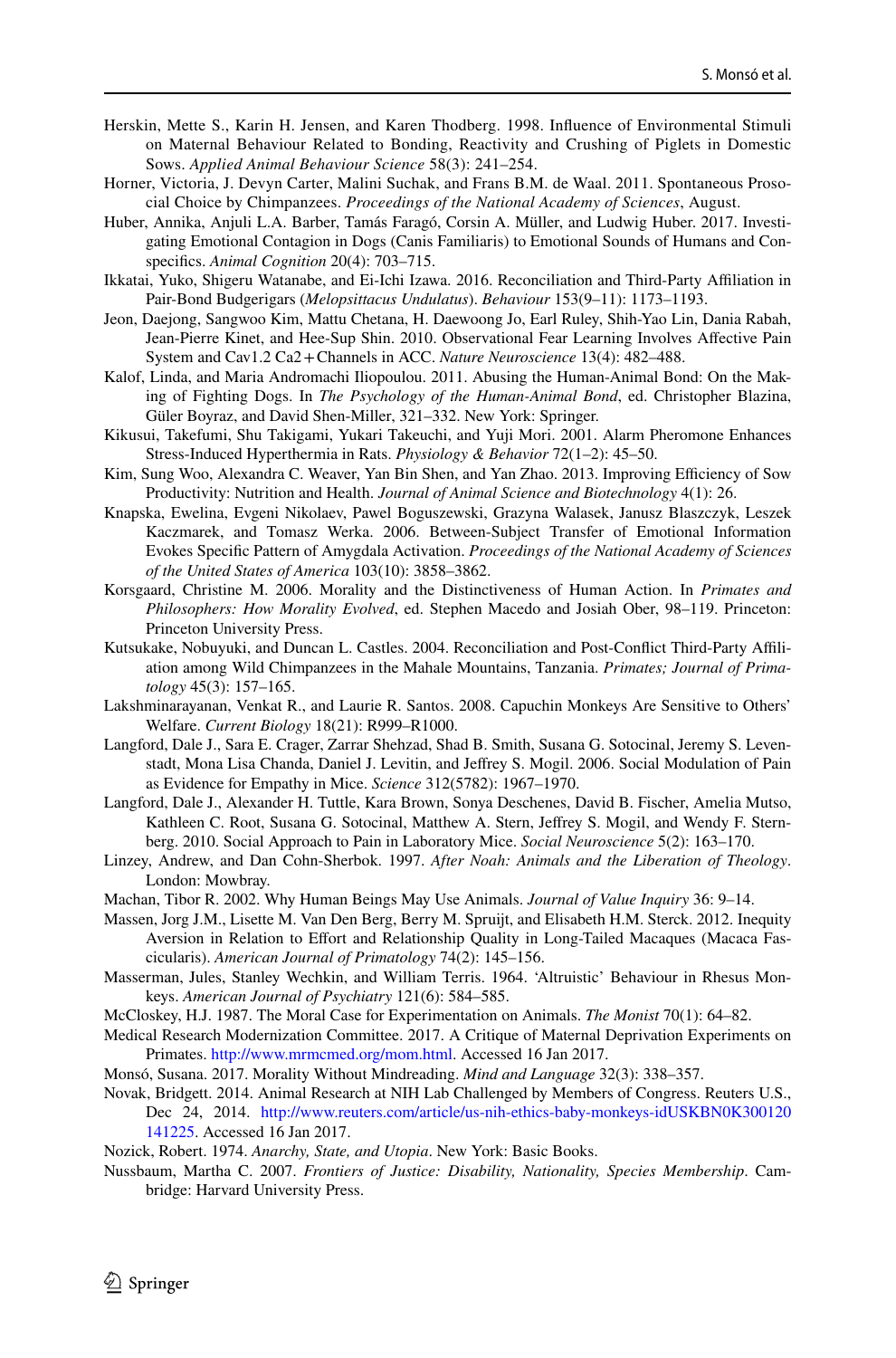Herskin, Mette S., Karin H. Jensen, and Karen Thodberg. 1998. Influence of Environmental Stimuli on Maternal Behaviour Related to Bonding, Reactivity and Crushing of Piglets in Domestic Sows. *Applied Animal Behaviour Science* 58(3): 241–254.

Horner, Victoria, J. Devyn Carter, Malini Suchak, and Frans B.M. de Waal. 2011. Spontaneous Prosocial Choice by Chimpanzees. *Proceedings of the National Academy of Sciences*, August.

Huber, Annika, Anjuli L.A. Barber, Tamás Faragó, Corsin A. Müller, and Ludwig Huber. 2017. Investigating Emotional Contagion in Dogs (Canis Familiaris) to Emotional Sounds of Humans and Conspecifics. *Animal Cognition* 20(4): 703–715.

Ikkatai, Yuko, Shigeru Watanabe, and Ei-Ichi Izawa. 2016. Reconciliation and Third-Party Affiliation in Pair-Bond Budgerigars (*Melopsittacus Undulatus*). *Behaviour* 153(9–11): 1173–1193.

Jeon, Daejong, Sangwoo Kim, Mattu Chetana, H. Daewoong Jo, Earl Ruley, Shih-Yao Lin, Dania Rabah, Jean-Pierre Kinet, and Hee-Sup Shin. 2010. Observational Fear Learning Involves Affective Pain System and Cav1.2 Ca2+Channels in ACC. *Nature Neuroscience* 13(4): 482–488.

Kalof, Linda, and Maria Andromachi Iliopoulou. 2011. Abusing the Human-Animal Bond: On the Making of Fighting Dogs. In *The Psychology of the Human-Animal Bond*, ed. Christopher Blazina, Güler Boyraz, and David Shen-Miller, 321–332. New York: Springer.

Kikusui, Takefumi, Shu Takigami, Yukari Takeuchi, and Yuji Mori. 2001. Alarm Pheromone Enhances Stress-Induced Hyperthermia in Rats. *Physiology & Behavior* 72(1–2): 45–50.

Kim, Sung Woo, Alexandra C. Weaver, Yan Bin Shen, and Yan Zhao. 2013. Improving Efficiency of Sow Productivity: Nutrition and Health. *Journal of Animal Science and Biotechnology* 4(1): 26.

Knapska, Ewelina, Evgeni Nikolaev, Pawel Boguszewski, Grazyna Walasek, Janusz Blaszczyk, Leszek Kaczmarek, and Tomasz Werka. 2006. Between-Subject Transfer of Emotional Information Evokes Specific Pattern of Amygdala Activation. *Proceedings of the National Academy of Sciences of the United States of America* 103(10): 3858–3862.

Korsgaard, Christine M. 2006. Morality and the Distinctiveness of Human Action. In *Primates and Philosophers: How Morality Evolved*, ed. Stephen Macedo and Josiah Ober, 98–119. Princeton: Princeton University Press.

Kutsukake, Nobuyuki, and Duncan L. Castles. 2004. Reconciliation and Post-Conflict Third-Party Affiliation among Wild Chimpanzees in the Mahale Mountains, Tanzania. *Primates; Journal of Primatology* 45(3): 157–165.

Lakshminarayanan, Venkat R., and Laurie R. Santos. 2008. Capuchin Monkeys Are Sensitive to Others' Welfare. *Current Biology* 18(21): R999–R1000.

Langford, Dale J., Sara E. Crager, Zarrar Shehzad, Shad B. Smith, Susana G. Sotocinal, Jeremy S. Levenstadt, Mona Lisa Chanda, Daniel J. Levitin, and Jeffrey S. Mogil. 2006. Social Modulation of Pain as Evidence for Empathy in Mice. *Science* 312(5782): 1967–1970.

Langford, Dale J., Alexander H. Tuttle, Kara Brown, Sonya Deschenes, David B. Fischer, Amelia Mutso, Kathleen C. Root, Susana G. Sotocinal, Matthew A. Stern, Jeffrey S. Mogil, and Wendy F. Sternberg. 2010. Social Approach to Pain in Laboratory Mice. *Social Neuroscience* 5(2): 163–170.

Linzey, Andrew, and Dan Cohn-Sherbok. 1997. *After Noah: Animals and the Liberation of Theology*. London: Mowbray.

Machan, Tibor R. 2002. Why Human Beings May Use Animals. *Journal of Value Inquiry* 36: 9–14.

Massen, Jorg J.M., Lisette M. Van Den Berg, Berry M. Spruijt, and Elisabeth H.M. Sterck. 2012. Inequity Aversion in Relation to Effort and Relationship Quality in Long-Tailed Macaques (Macaca Fascicularis). *American Journal of Primatology* 74(2): 145–156.

Masserman, Jules, Stanley Wechkin, and William Terris. 1964. 'Altruistic' Behaviour in Rhesus Monkeys. *American Journal of Psychiatry* 121(6): 584–585.

McCloskey, H.J. 1987. The Moral Case for Experimentation on Animals. *The Monist* 70(1): 64–82.

Medical Research Modernization Committee. 2017. A Critique of Maternal Deprivation Experiments on Primates. http://www.mrmcmed.org/mom.html. Accessed 16 Jan 2017.

Monsó, Susana. 2017. Morality Without Mindreading. *Mind and Language* 32(3): 338–357.

Novak, Bridgett. 2014. Animal Research at NIH Lab Challenged by Members of Congress. Reuters U.S., Dec 24, 2014. http://www.reuters.com/article/us-nih-ethics-baby-monkeys-idUSKBN0K300120141225. Accessed 16 Jan 2017.

Nozick, Robert. 1974. *Anarchy, State, and Utopia*. New York: Basic Books.

Nussbaum, Martha C. 2007. *Frontiers of Justice: Disability, Nationality, Species Membership*. Cambridge: Harvard University Press.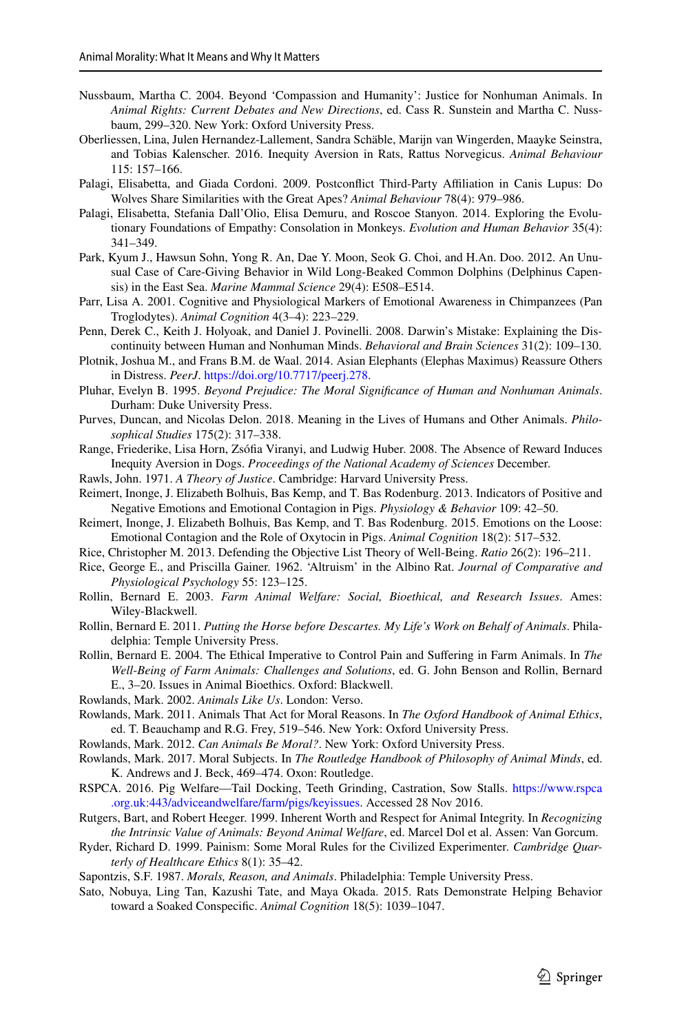Nussbaum, Martha C. 2004. Beyond 'Compassion and Humanity': Justice for Nonhuman Animals. In *Animal Rights: Current Debates and New Directions*, ed. Cass R. Sunstein and Martha C. Nussbaum, 299–320. New York: Oxford University Press.

Oberliessen, Lina, Julen Hernandez-Lallement, Sandra Schäble, Marijn van Wingerden, Maayke Seinstra, and Tobias Kalenscher. 2016. Inequity Aversion in Rats, Rattus Norvegicus. *Animal Behaviour* 115: 157–166.

Palagi, Elisabetta, and Giada Cordoni. 2009. Postconflict Third-Party Affiliation in Canis Lupus: Do Wolves Share Similarities with the Great Apes? *Animal Behaviour* 78(4): 979–986.

Palagi, Elisabetta, Stefania Dall'Olio, Elisa Demuru, and Roscoe Stanyon. 2014. Exploring the Evolutionary Foundations of Empathy: Consolation in Monkeys. *Evolution and Human Behavior* 35(4): 341–349.

Park, Kyum J., Hawsun Sohn, Yong R. An, Dae Y. Moon, Seok G. Choi, and H.An. Doo. 2012. An Unusual Case of Care-Giving Behavior in Wild Long-Beaked Common Dolphins (Delphinus Capensis) in the East Sea. *Marine Mammal Science* 29(4): E508–E514.

Parr, Lisa A. 2001. Cognitive and Physiological Markers of Emotional Awareness in Chimpanzees (Pan Troglodytes). *Animal Cognition* 4(3–4): 223–229.

Penn, Derek C., Keith J. Holyoak, and Daniel J. Povinelli. 2008. Darwin's Mistake: Explaining the Discontinuity between Human and Nonhuman Minds. *Behavioral and Brain Sciences* 31(2): 109–130.

Plotnik, Joshua M., and Frans B.M. de Waal. 2014. Asian Elephants (Elephas Maximus) Reassure Others in Distress. *PeerJ*. https://doi.org/10.7717/peerj.278.

Pluhar, Evelyn B. 1995. *Beyond Prejudice: The Moral Significance of Human and Nonhuman Animals*. Durham: Duke University Press.

Purves, Duncan, and Nicolas Delon. 2018. Meaning in the Lives of Humans and Other Animals. *Philosophical Studies* 175(2): 317–338.

Range, Friederike, Lisa Horn, Zsófia Viranyi, and Ludwig Huber. 2008. The Absence of Reward Induces Inequity Aversion in Dogs. *Proceedings of the National Academy of Sciences* December.

Rawls, John. 1971. *A Theory of Justice*. Cambridge: Harvard University Press.

Reimert, Inonge, J. Elizabeth Bolhuis, Bas Kemp, and T. Bas Rodenburg. 2013. Indicators of Positive and Negative Emotions and Emotional Contagion in Pigs. *Physiology & Behavior* 109: 42–50.

Reimert, Inonge, J. Elizabeth Bolhuis, Bas Kemp, and T. Bas Rodenburg. 2015. Emotions on the Loose: Emotional Contagion and the Role of Oxytocin in Pigs. *Animal Cognition* 18(2): 517–532.

Rice, Christopher M. 2013. Defending the Objective List Theory of Well-Being. *Ratio* 26(2): 196–211.

Rice, George E., and Priscilla Gainer. 1962. 'Altruism' in the Albino Rat. *Journal of Comparative and Physiological Psychology* 55: 123–125.

Rollin, Bernard E. 2003. *Farm Animal Welfare: Social, Bioethical, and Research Issues*. Ames: Wiley-Blackwell.

Rollin, Bernard E. 2011. *Putting the Horse before Descartes. My Life's Work on Behalf of Animals*. Philadelphia: Temple University Press.

Rollin, Bernard E. 2004. The Ethical Imperative to Control Pain and Suffering in Farm Animals. In *The Well-Being of Farm Animals: Challenges and Solutions*, ed. G. John Benson and Rollin, Bernard E., 3–20. Issues in Animal Bioethics. Oxford: Blackwell.

Rowlands, Mark. 2002. *Animals Like Us*. London: Verso.

Rowlands, Mark. 2011. Animals That Act for Moral Reasons. In *The Oxford Handbook of Animal Ethics*, ed. T. Beauchamp and R.G. Frey, 519–546. New York: Oxford University Press.

Rowlands, Mark. 2012. *Can Animals Be Moral?*. New York: Oxford University Press.

Rowlands, Mark. 2017. Moral Subjects. In *The Routledge Handbook of Philosophy of Animal Minds*, ed. K. Andrews and J. Beck, 469–474. Oxon: Routledge.

RSPCA. 2016. Pig Welfare—Tail Docking, Teeth Grinding, Castration, Sow Stalls. https://www.rspca.org.uk:443/adviceandwelfare/farm/pigs/keyissues. Accessed 28 Nov 2016.

Rutgers, Bart, and Robert Heeger. 1999. Inherent Worth and Respect for Animal Integrity. In *Recognizing the Intrinsic Value of Animals: Beyond Animal Welfare*, ed. Marcel Dol et al. Assen: Van Gorcum.

Ryder, Richard D. 1999. Painism: Some Moral Rules for the Civilized Experimenter. *Cambridge Quarterly of Healthcare Ethics* 8(1): 35–42.

Sapontzis, S.F. 1987. *Morals, Reason, and Animals*. Philadelphia: Temple University Press.

Sato, Nobuya, Ling Tan, Kazushi Tate, and Maya Okada. 2015. Rats Demonstrate Helping Behavior toward a Soaked Conspecific. *Animal Cognition* 18(5): 1039–1047.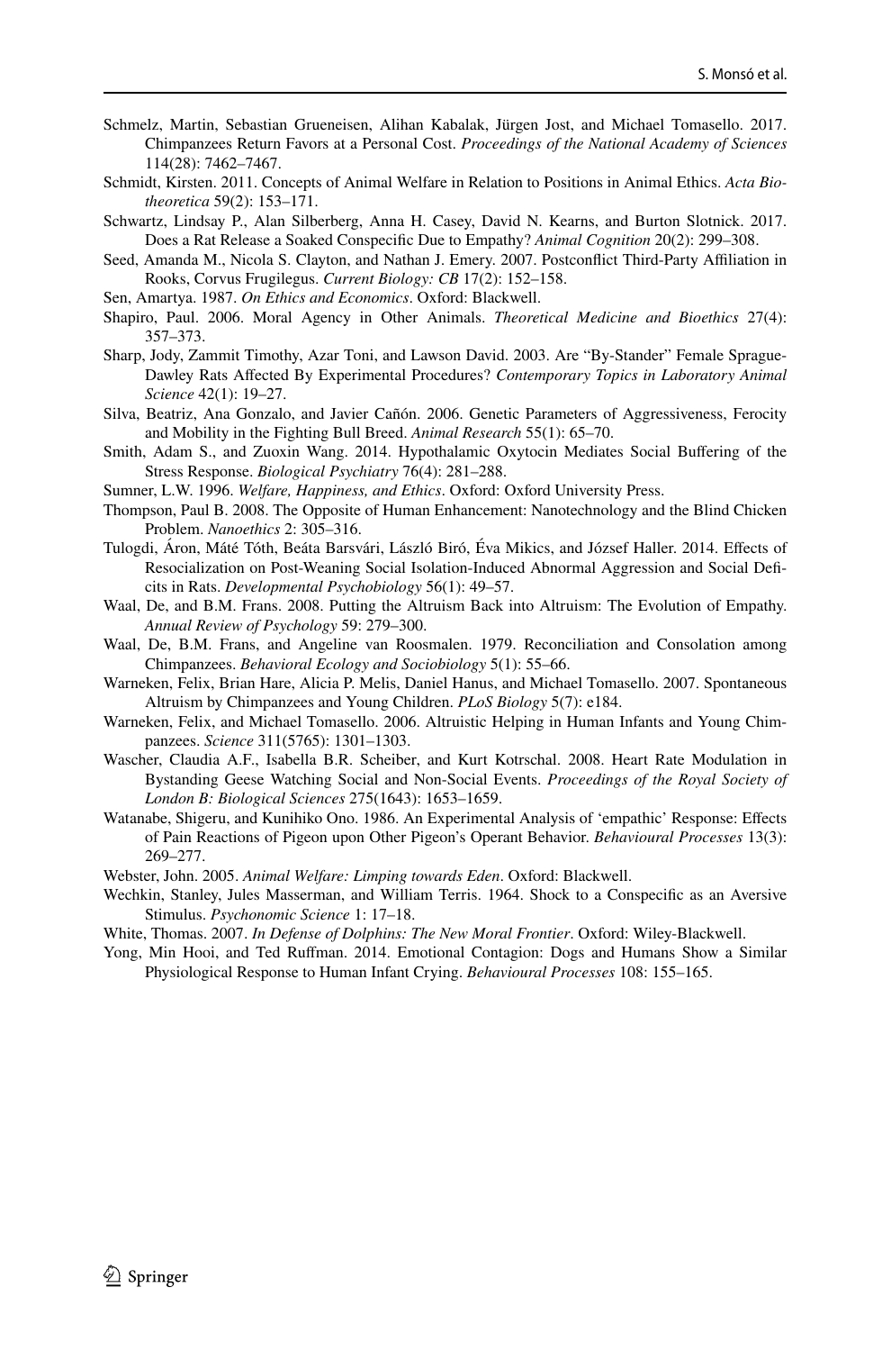Schmelz, Martin, Sebastian Grueneisen, Alihan Kabalak, Jürgen Jost, and Michael Tomasello. 2017. Chimpanzees Return Favors at a Personal Cost. *Proceedings of the National Academy of Sciences* 114(28): 7462–7467.

Schmidt, Kirsten. 2011. Concepts of Animal Welfare in Relation to Positions in Animal Ethics. *Acta Biotheoretica* 59(2): 153–171.

Schwartz, Lindsay P., Alan Silberberg, Anna H. Casey, David N. Kearns, and Burton Slotnick. 2017. Does a Rat Release a Soaked Conspecific Due to Empathy? *Animal Cognition* 20(2): 299–308.

Seed, Amanda M., Nicola S. Clayton, and Nathan J. Emery. 2007. Postconflict Third-Party Affiliation in Rooks, Corvus Frugilegus. *Current Biology: CB* 17(2): 152–158.

Sen, Amartya. 1987. *On Ethics and Economics*. Oxford: Blackwell.

Shapiro, Paul. 2006. Moral Agency in Other Animals. *Theoretical Medicine and Bioethics* 27(4): 357–373.

Sharp, Jody, Zammit Timothy, Azar Toni, and Lawson David. 2003. Are "By-Stander" Female Sprague-Dawley Rats Affected By Experimental Procedures? *Contemporary Topics in Laboratory Animal Science* 42(1): 19–27.

Silva, Beatriz, Ana Gonzalo, and Javier Cañón. 2006. Genetic Parameters of Aggressiveness, Ferocity and Mobility in the Fighting Bull Breed. *Animal Research* 55(1): 65–70.

Smith, Adam S., and Zuoxin Wang. 2014. Hypothalamic Oxytocin Mediates Social Buffering of the Stress Response. *Biological Psychiatry* 76(4): 281–288.

Sumner, L.W. 1996. *Welfare, Happiness, and Ethics*. Oxford: Oxford University Press.

Thompson, Paul B. 2008. The Opposite of Human Enhancement: Nanotechnology and the Blind Chicken Problem. *Nanoethics* 2: 305–316.

Tulogdi, Áron, Máté Tóth, Beáta Barsvári, László Biró, Éva Mikics, and József Haller. 2014. Effects of Resocialization on Post-Weaning Social Isolation-Induced Abnormal Aggression and Social Deficits in Rats. *Developmental Psychobiology* 56(1): 49–57.

Waal, De, and B.M. Frans. 2008. Putting the Altruism Back into Altruism: The Evolution of Empathy. *Annual Review of Psychology* 59: 279–300.

Waal, De, B.M. Frans, and Angeline van Roosmalen. 1979. Reconciliation and Consolation among Chimpanzees. *Behavioral Ecology and Sociobiology* 5(1): 55–66.

Warneken, Felix, Brian Hare, Alicia P. Melis, Daniel Hanus, and Michael Tomasello. 2007. Spontaneous Altruism by Chimpanzees and Young Children. *PLoS Biology* 5(7): e184.

Warneken, Felix, and Michael Tomasello. 2006. Altruistic Helping in Human Infants and Young Chimpanzees. *Science* 311(5765): 1301–1303.

Wascher, Claudia A.F., Isabella B.R. Scheiber, and Kurt Kotrschal. 2008. Heart Rate Modulation in Bystanding Geese Watching Social and Non-Social Events. *Proceedings of the Royal Society of London B: Biological Sciences* 275(1643): 1653–1659.

Watanabe, Shigeru, and Kunihiko Ono. 1986. An Experimental Analysis of 'empathic' Response: Effects of Pain Reactions of Pigeon upon Other Pigeon's Operant Behavior. *Behavioural Processes* 13(3): 269–277.

Webster, John. 2005. *Animal Welfare: Limping towards Eden*. Oxford: Blackwell.

Wechkin, Stanley, Jules Masserman, and William Terris. 1964. Shock to a Conspecific as an Aversive Stimulus. *Psychonomic Science* 1: 17–18.

White, Thomas. 2007. *In Defense of Dolphins: The New Moral Frontier*. Oxford: Wiley-Blackwell.

Yong, Min Hooi, and Ted Ruffman. 2014. Emotional Contagion: Dogs and Humans Show a Similar Physiological Response to Human Infant Crying. *Behavioural Processes* 108: 155–165.